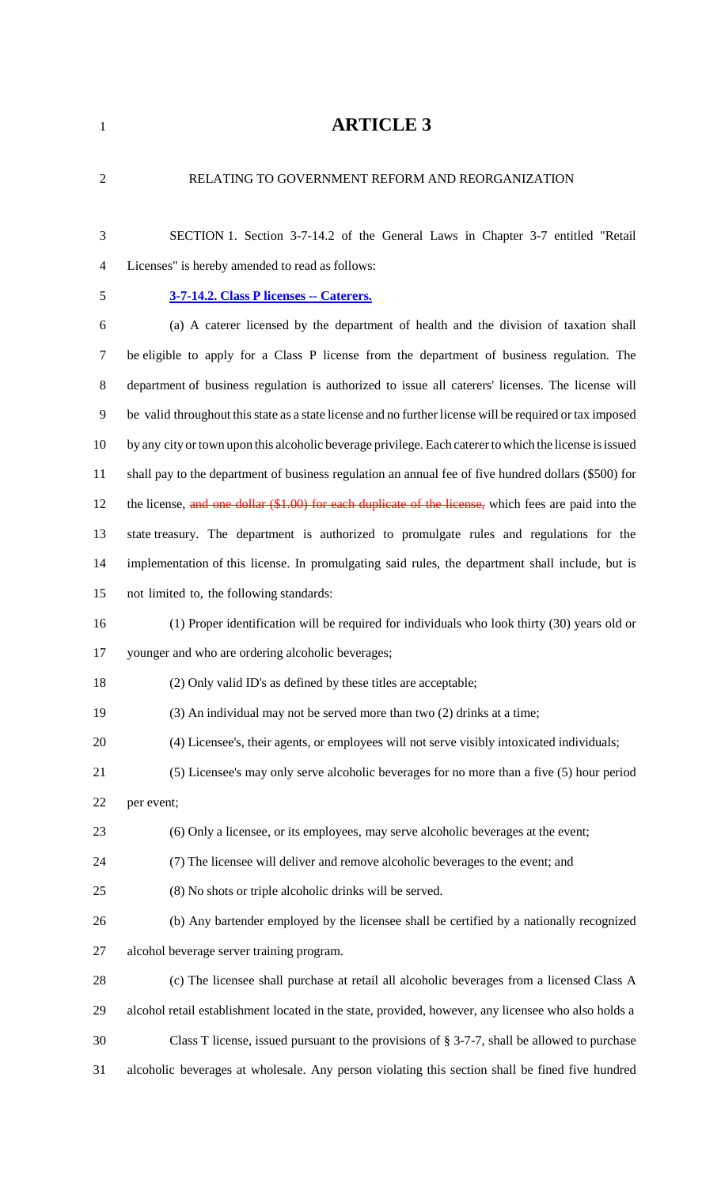# ARTICLE 3

RELATING TO GOVERNMENT REFORM AND REORGANIZATION

SECTION 1. Section 3-7-14.2 of the General Laws in Chapter 3-7 entitled "Retail Licenses" is hereby amended to read as follows:

**3-7-14.2. Class P licenses -- Caterers.**

(a) A caterer licensed by the department of health and the division of taxation shall be eligible to apply for a Class P license from the department of business regulation. The department of business regulation is authorized to issue all caterers' licenses. The license will be valid throughout this state as a state license and no further license will be required or tax imposed by any city or town upon this alcoholic beverage privilege. Each caterer to which the license is issued shall pay to the department of business regulation an annual fee of five hundred dollars ($500) for the license, ~~and one dollar ($1.00) for each duplicate of the license,~~ which fees are paid into the state treasury. The department is authorized to promulgate rules and regulations for the implementation of this license. In promulgating said rules, the department shall include, but is not limited to, the following standards:

(1) Proper identification will be required for individuals who look thirty (30) years old or younger and who are ordering alcoholic beverages;

(2) Only valid ID's as defined by these titles are acceptable;

(3) An individual may not be served more than two (2) drinks at a time;

(4) Licensee's, their agents, or employees will not serve visibly intoxicated individuals;

(5) Licensee's may only serve alcoholic beverages for no more than a five (5) hour period per event;

(6) Only a licensee, or its employees, may serve alcoholic beverages at the event;

(7) The licensee will deliver and remove alcoholic beverages to the event; and

(8) No shots or triple alcoholic drinks will be served.

(b) Any bartender employed by the licensee shall be certified by a nationally recognized alcohol beverage server training program.

(c) The licensee shall purchase at retail all alcoholic beverages from a licensed Class A alcohol retail establishment located in the state, provided, however, any licensee who also holds a Class T license, issued pursuant to the provisions of § 3-7-7, shall be allowed to purchase alcoholic beverages at wholesale. Any person violating this section shall be fined five hundred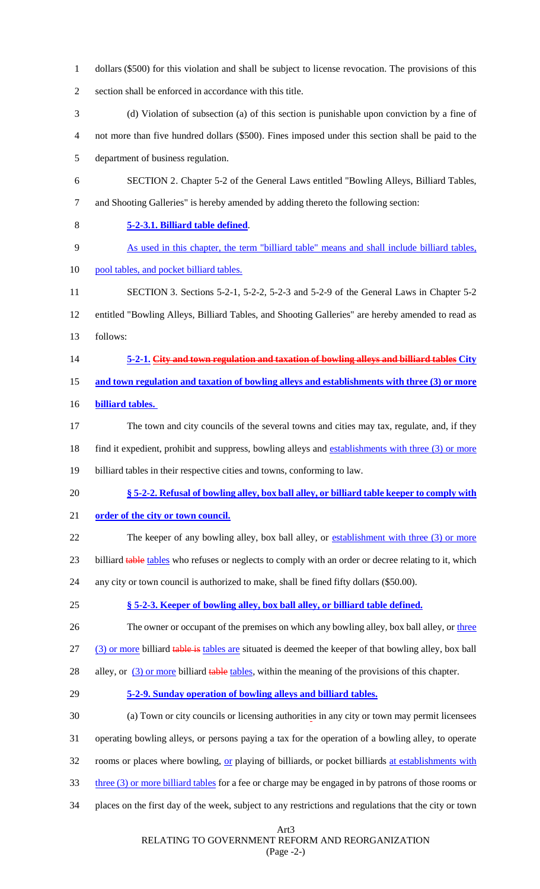dollars ($500) for this violation and shall be subject to license revocation. The provisions of this section shall be enforced in accordance with this title.

(d) Violation of subsection (a) of this section is punishable upon conviction by a fine of not more than five hundred dollars ($500). Fines imposed under this section shall be paid to the department of business regulation.

SECTION 2. Chapter 5-2 of the General Laws entitled "Bowling Alleys, Billiard Tables, and Shooting Galleries" is hereby amended by adding thereto the following section:

**5-2-3.1. Billiard table defined**.

As used in this chapter, the term "billiard table" means and shall include billiard tables, pool tables, and pocket billiard tables.

SECTION 3. Sections 5-2-1, 5-2-2, 5-2-3 and 5-2-9 of the General Laws in Chapter 5-2 entitled "Bowling Alleys, Billiard Tables, and Shooting Galleries" are hereby amended to read as follows:

**5-2-1. ~~City and town regulation and taxation of bowling alleys and billiard tables~~ City and town regulation and taxation of bowling alleys and establishments with three (3) or more billiard tables.**

The town and city councils of the several towns and cities may tax, regulate, and, if they find it expedient, prohibit and suppress, bowling alleys and establishments with three (3) or more billiard tables in their respective cities and towns, conforming to law.

**§ 5-2-2. Refusal of bowling alley, box ball alley, or billiard table keeper to comply with order of the city or town council.**

The keeper of any bowling alley, box ball alley, or establishment with three (3) or more billiard ~~table~~ tables who refuses or neglects to comply with an order or decree relating to it, which any city or town council is authorized to make, shall be fined fifty dollars ($50.00).

**§ 5-2-3. Keeper of bowling alley, box ball alley, or billiard table defined.**

The owner or occupant of the premises on which any bowling alley, box ball alley, or three (3) or more billiard ~~table is~~ tables are situated is deemed the keeper of that bowling alley, box ball alley, or (3) or more billiard ~~table~~ tables, within the meaning of the provisions of this chapter.

**5-2-9. Sunday operation of bowling alleys and billiard tables.**

(a) Town or city councils or licensing authorities in any city or town may permit licensees operating bowling alleys, or persons paying a tax for the operation of a bowling alley, to operate rooms or places where bowling, or playing of billiards, or pocket billiards at establishments with three (3) or more billiard tables for a fee or charge may be engaged in by patrons of those rooms or places on the first day of the week, subject to any restrictions and regulations that the city or town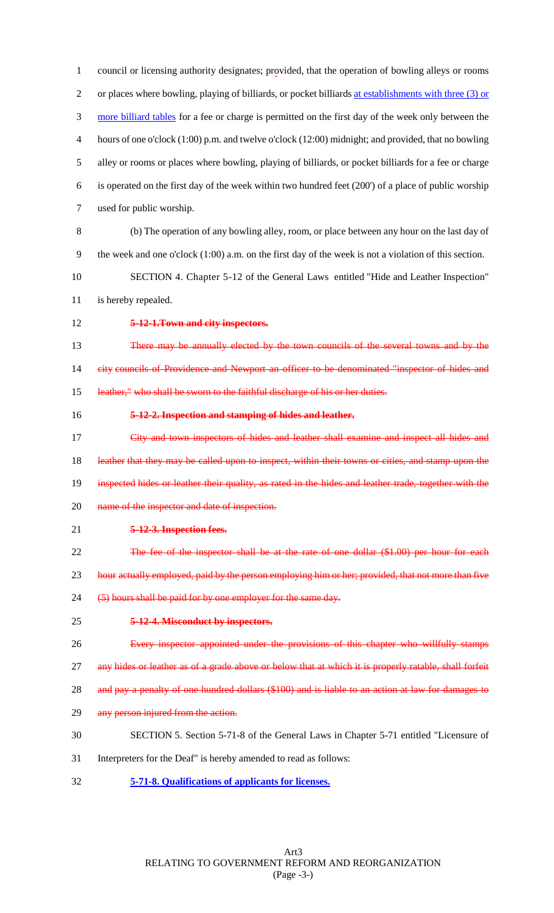council or licensing authority designates; provided, that the operation of bowling alleys or rooms or places where bowling, playing of billiards, or pocket billiards at establishments with three (3) or more billiard tables for a fee or charge is permitted on the first day of the week only between the hours of one o'clock (1:00) p.m. and twelve o'clock (12:00) midnight; and provided, that no bowling alley or rooms or places where bowling, playing of billiards, or pocket billiards for a fee or charge is operated on the first day of the week within two hundred feet (200') of a place of public worship used for public worship.

(b) The operation of any bowling alley, room, or place between any hour on the last day of the week and one o'clock (1:00) a.m. on the first day of the week is not a violation of this section.

SECTION 4. Chapter 5-12 of the General Laws entitled "Hide and Leather Inspection" is hereby repealed.

~~**5-12-1.Town and city inspectors.**~~

~~There may be annually elected by the town councils of the several towns and by the city councils of Providence and Newport an officer to be denominated "inspector of hides and leather," who shall be sworn to the faithful discharge of his or her duties.~~

~~**5-12-2. Inspection and stamping of hides and leather.**~~

~~City and town inspectors of hides and leather shall examine and inspect all hides and leather that they may be called upon to inspect, within their towns or cities, and stamp upon the inspected hides or leather their quality, as rated in the hides and leather trade, together with the name of the inspector and date of inspection.~~

~~**5-12-3. Inspection fees.**~~

~~The fee of the inspector shall be at the rate of one dollar ($1.00) per hour for each hour actually employed, paid by the person employing him or her; provided, that not more than five (5) hours shall be paid for by one employer for the same day.~~

~~**5-12-4. Misconduct by inspectors.**~~

~~Every inspector appointed under the provisions of this chapter who willfully stamps any hides or leather as of a grade above or below that at which it is properly ratable, shall forfeit and pay a penalty of one hundred dollars ($100) and is liable to an action at law for damages to any person injured from the action.~~

SECTION 5. Section 5-71-8 of the General Laws in Chapter 5-71 entitled "Licensure of Interpreters for the Deaf" is hereby amended to read as follows:

**5-71-8. Qualifications of applicants for licenses.**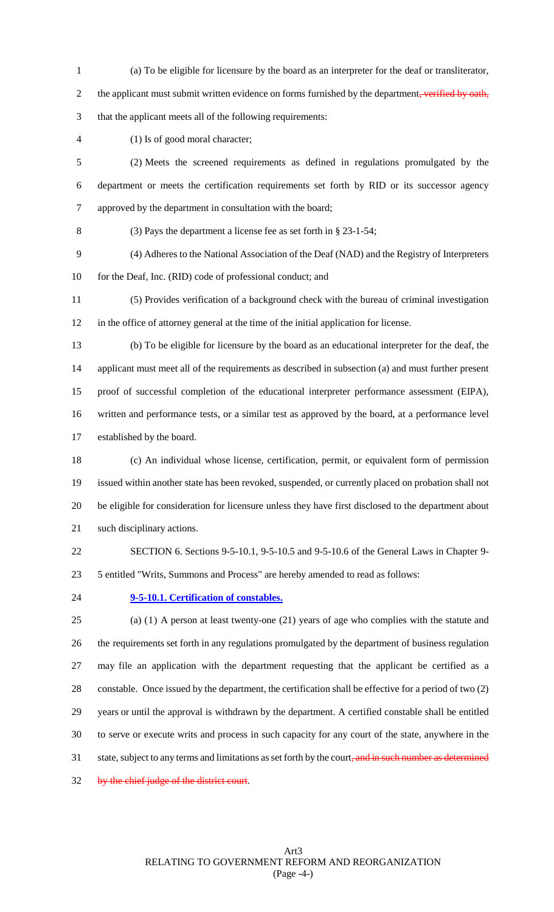(a) To be eligible for licensure by the board as an interpreter for the deaf or transliterator, the applicant must submit written evidence on forms furnished by the department~~, verified by oath,~~ that the applicant meets all of the following requirements:

(1) Is of good moral character;

(2) Meets the screened requirements as defined in regulations promulgated by the department or meets the certification requirements set forth by RID or its successor agency approved by the department in consultation with the board;

(3) Pays the department a license fee as set forth in § 23-1-54;

(4) Adheres to the National Association of the Deaf (NAD) and the Registry of Interpreters for the Deaf, Inc. (RID) code of professional conduct; and

(5) Provides verification of a background check with the bureau of criminal investigation in the office of attorney general at the time of the initial application for license.

(b) To be eligible for licensure by the board as an educational interpreter for the deaf, the applicant must meet all of the requirements as described in subsection (a) and must further present proof of successful completion of the educational interpreter performance assessment (EIPA), written and performance tests, or a similar test as approved by the board, at a performance level established by the board.

(c) An individual whose license, certification, permit, or equivalent form of permission issued within another state has been revoked, suspended, or currently placed on probation shall not be eligible for consideration for licensure unless they have first disclosed to the department about such disciplinary actions.

SECTION 6. Sections 9-5-10.1, 9-5-10.5 and 9-5-10.6 of the General Laws in Chapter 9-5 entitled "Writs, Summons and Process" are hereby amended to read as follows:

**9-5-10.1. Certification of constables.**

(a) (1) A person at least twenty-one (21) years of age who complies with the statute and the requirements set forth in any regulations promulgated by the department of business regulation may file an application with the department requesting that the applicant be certified as a constable. Once issued by the department, the certification shall be effective for a period of two (2) years or until the approval is withdrawn by the department. A certified constable shall be entitled to serve or execute writs and process in such capacity for any court of the state, anywhere in the state, subject to any terms and limitations as set forth by the court~~, and in such number as determined by the chief judge of the district court~~.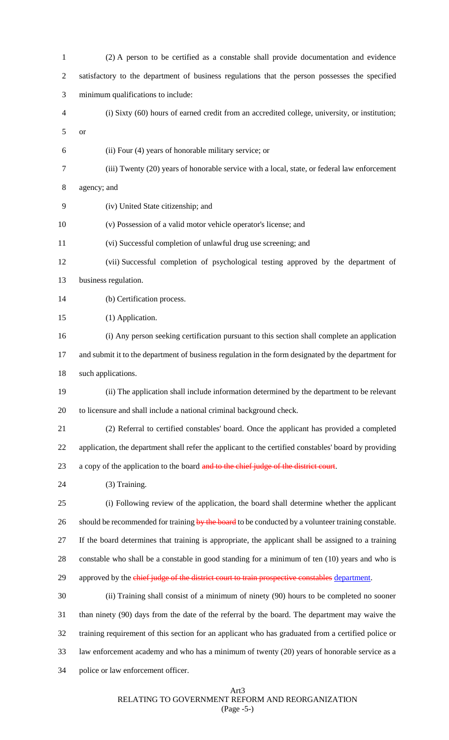(2) A person to be certified as a constable shall provide documentation and evidence satisfactory to the department of business regulations that the person possesses the specified minimum qualifications to include:

(i) Sixty (60) hours of earned credit from an accredited college, university, or institution; or

(ii) Four (4) years of honorable military service; or

(iii) Twenty (20) years of honorable service with a local, state, or federal law enforcement agency; and

(iv) United State citizenship; and

(v) Possession of a valid motor vehicle operator's license; and

(vi) Successful completion of unlawful drug use screening; and

(vii) Successful completion of psychological testing approved by the department of business regulation.

(b) Certification process.

(1) Application.

(i) Any person seeking certification pursuant to this section shall complete an application and submit it to the department of business regulation in the form designated by the department for such applications.

(ii) The application shall include information determined by the department to be relevant to licensure and shall include a national criminal background check.

(2) Referral to certified constables' board. Once the applicant has provided a completed application, the department shall refer the applicant to the certified constables' board by providing a copy of the application to the board ~~and to the chief judge of the district court~~.

(3) Training.

(i) Following review of the application, the board shall determine whether the applicant should be recommended for training ~~by the board~~ to be conducted by a volunteer training constable. If the board determines that training is appropriate, the applicant shall be assigned to a training constable who shall be a constable in good standing for a minimum of ten (10) years and who is approved by the ~~chief judge of the district court to train prospective constables~~ department.

(ii) Training shall consist of a minimum of ninety (90) hours to be completed no sooner than ninety (90) days from the date of the referral by the board. The department may waive the training requirement of this section for an applicant who has graduated from a certified police or law enforcement academy and who has a minimum of twenty (20) years of honorable service as a police or law enforcement officer.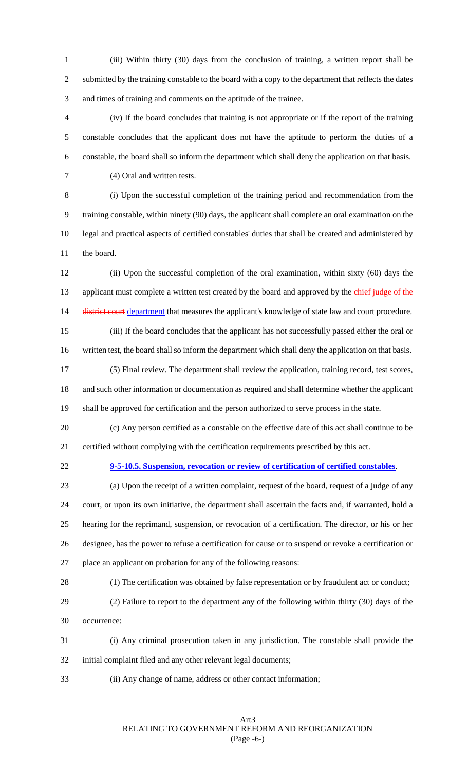(iii) Within thirty (30) days from the conclusion of training, a written report shall be submitted by the training constable to the board with a copy to the department that reflects the dates and times of training and comments on the aptitude of the trainee.

(iv) If the board concludes that training is not appropriate or if the report of the training constable concludes that the applicant does not have the aptitude to perform the duties of a constable, the board shall so inform the department which shall deny the application on that basis.

(4) Oral and written tests.

(i) Upon the successful completion of the training period and recommendation from the training constable, within ninety (90) days, the applicant shall complete an oral examination on the legal and practical aspects of certified constables' duties that shall be created and administered by the board.

(ii) Upon the successful completion of the oral examination, within sixty (60) days the applicant must complete a written test created by the board and approved by the ~~chief judge of the district court~~ department that measures the applicant's knowledge of state law and court procedure.

(iii) If the board concludes that the applicant has not successfully passed either the oral or written test, the board shall so inform the department which shall deny the application on that basis.

(5) Final review. The department shall review the application, training record, test scores, and such other information or documentation as required and shall determine whether the applicant shall be approved for certification and the person authorized to serve process in the state.

(c) Any person certified as a constable on the effective date of this act shall continue to be certified without complying with the certification requirements prescribed by this act.

**9-5-10.5. Suspension, revocation or review of certification of certified constables**.

(a) Upon the receipt of a written complaint, request of the board, request of a judge of any court, or upon its own initiative, the department shall ascertain the facts and, if warranted, hold a hearing for the reprimand, suspension, or revocation of a certification. The director, or his or her designee, has the power to refuse a certification for cause or to suspend or revoke a certification or place an applicant on probation for any of the following reasons:

(1) The certification was obtained by false representation or by fraudulent act or conduct;

(2) Failure to report to the department any of the following within thirty (30) days of the occurrence:

(i) Any criminal prosecution taken in any jurisdiction. The constable shall provide the initial complaint filed and any other relevant legal documents;

(ii) Any change of name, address or other contact information;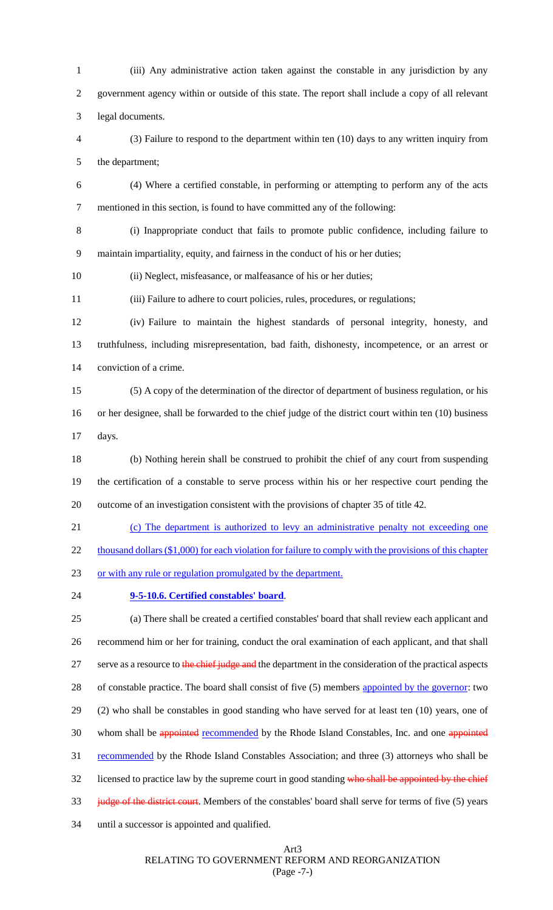(iii) Any administrative action taken against the constable in any jurisdiction by any government agency within or outside of this state. The report shall include a copy of all relevant legal documents.

(3) Failure to respond to the department within ten (10) days to any written inquiry from the department;

(4) Where a certified constable, in performing or attempting to perform any of the acts mentioned in this section, is found to have committed any of the following:

(i) Inappropriate conduct that fails to promote public confidence, including failure to maintain impartiality, equity, and fairness in the conduct of his or her duties;

(ii) Neglect, misfeasance, or malfeasance of his or her duties;

(iii) Failure to adhere to court policies, rules, procedures, or regulations;

(iv) Failure to maintain the highest standards of personal integrity, honesty, and truthfulness, including misrepresentation, bad faith, dishonesty, incompetence, or an arrest or conviction of a crime.

(5) A copy of the determination of the director of department of business regulation, or his or her designee, shall be forwarded to the chief judge of the district court within ten (10) business days.

(b) Nothing herein shall be construed to prohibit the chief of any court from suspending the certification of a constable to serve process within his or her respective court pending the outcome of an investigation consistent with the provisions of chapter 35 of title 42.

(c) The department is authorized to levy an administrative penalty not exceeding one thousand dollars ($1,000) for each violation for failure to comply with the provisions of this chapter or with any rule or regulation promulgated by the department.

**9-5-10.6. Certified constables' board**.

(a) There shall be created a certified constables' board that shall review each applicant and recommend him or her for training, conduct the oral examination of each applicant, and that shall serve as a resource to ~~the chief judge and~~ the department in the consideration of the practical aspects of constable practice. The board shall consist of five (5) members appointed by the governor: two (2) who shall be constables in good standing who have served for at least ten (10) years, one of whom shall be ~~appointed~~ recommended by the Rhode Island Constables, Inc. and one ~~appointed~~ recommended by the Rhode Island Constables Association; and three (3) attorneys who shall be licensed to practice law by the supreme court in good standing ~~who shall be appointed by the chief judge of the district court~~. Members of the constables' board shall serve for terms of five (5) years until a successor is appointed and qualified.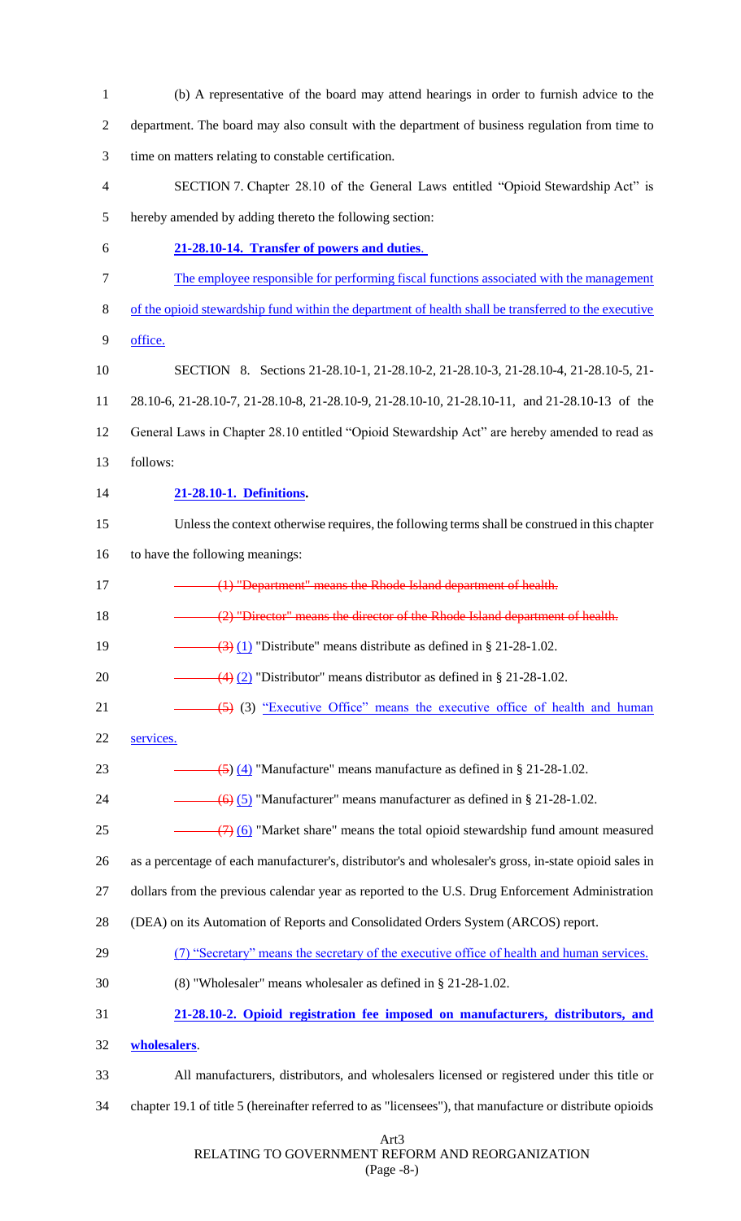(b) A representative of the board may attend hearings in order to furnish advice to the department. The board may also consult with the department of business regulation from time to time on matters relating to constable certification.

SECTION 7. Chapter 28.10 of the General Laws entitled "Opioid Stewardship Act" is hereby amended by adding thereto the following section:

**21-28.10-14. Transfer of powers and duties.**

The employee responsible for performing fiscal functions associated with the management of the opioid stewardship fund within the department of health shall be transferred to the executive office.

SECTION 8. Sections 21-28.10-1, 21-28.10-2, 21-28.10-3, 21-28.10-4, 21-28.10-5, 21-28.10-6, 21-28.10-7, 21-28.10-8, 21-28.10-9, 21-28.10-10, 21-28.10-11, and 21-28.10-13 of the General Laws in Chapter 28.10 entitled "Opioid Stewardship Act" are hereby amended to read as follows:

**21-28.10-1. Definitions.**

Unless the context otherwise requires, the following terms shall be construed in this chapter to have the following meanings:

~~(1) "Department" means the Rhode Island department of health.~~

~~(2) "Director" means the director of the Rhode Island department of health.~~

~~(3)~~ (1) "Distribute" means distribute as defined in § 21-28-1.02.

~~(4)~~ (2) "Distributor" means distributor as defined in § 21-28-1.02.

~~(5)~~ (3) "Executive Office" means the executive office of health and human services.

~~(5)~~ (4) "Manufacture" means manufacture as defined in § 21-28-1.02.

~~(6)~~ (5) "Manufacturer" means manufacturer as defined in § 21-28-1.02.

~~(7)~~ (6) "Market share" means the total opioid stewardship fund amount measured as a percentage of each manufacturer's, distributor's and wholesaler's gross, in-state opioid sales in dollars from the previous calendar year as reported to the U.S. Drug Enforcement Administration (DEA) on its Automation of Reports and Consolidated Orders System (ARCOS) report.

(7) "Secretary" means the secretary of the executive office of health and human services.

(8) "Wholesaler" means wholesaler as defined in § 21-28-1.02.

**21-28.10-2. Opioid registration fee imposed on manufacturers, distributors, and wholesalers.**

All manufacturers, distributors, and wholesalers licensed or registered under this title or chapter 19.1 of title 5 (hereinafter referred to as "licensees"), that manufacture or distribute opioids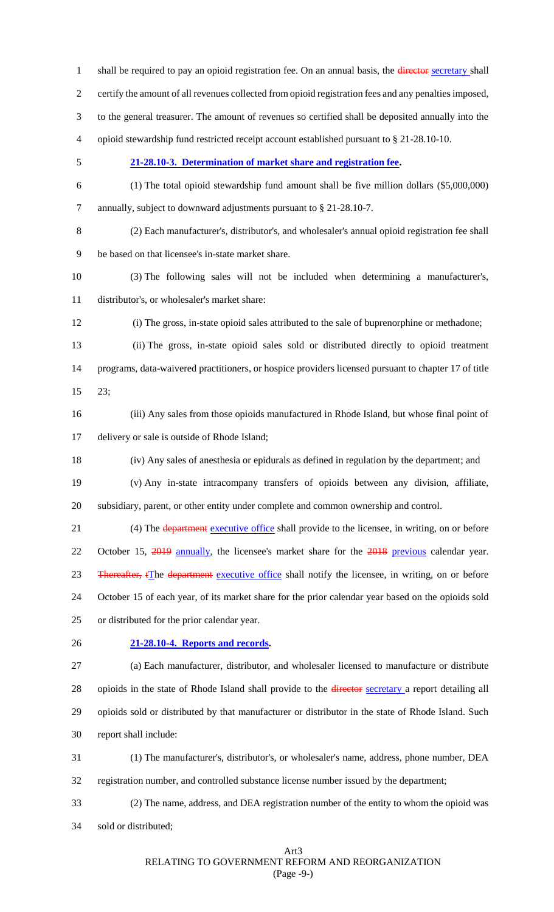shall be required to pay an opioid registration fee. On an annual basis, the ~~director~~ <u>secretary</u> shall certify the amount of all revenues collected from opioid registration fees and any penalties imposed, to the general treasurer. The amount of revenues so certified shall be deposited annually into the opioid stewardship fund restricted receipt account established pursuant to § 21-28.10-10.

**21-28.10-3. Determination of market share and registration fee.**

(1) The total opioid stewardship fund amount shall be five million dollars ($5,000,000) annually, subject to downward adjustments pursuant to § 21-28.10-7.

(2) Each manufacturer's, distributor's, and wholesaler's annual opioid registration fee shall be based on that licensee's in-state market share.

(3) The following sales will not be included when determining a manufacturer's, distributor's, or wholesaler's market share:

(i) The gross, in-state opioid sales attributed to the sale of buprenorphine or methadone;

(ii) The gross, in-state opioid sales sold or distributed directly to opioid treatment programs, data-waivered practitioners, or hospice providers licensed pursuant to chapter 17 of title 23;

(iii) Any sales from those opioids manufactured in Rhode Island, but whose final point of delivery or sale is outside of Rhode Island;

(iv) Any sales of anesthesia or epidurals as defined in regulation by the department; and

(v) Any in-state intracompany transfers of opioids between any division, affiliate, subsidiary, parent, or other entity under complete and common ownership and control.

(4) The ~~department~~ <u>executive office</u> shall provide to the licensee, in writing, on or before October 15, ~~2019~~ <u>annually</u>, the licensee's market share for the ~~2018~~ <u>previous</u> calendar year. ~~Thereafter, t~~<u>T</u>he ~~department~~ <u>executive office</u> shall notify the licensee, in writing, on or before October 15 of each year, of its market share for the prior calendar year based on the opioids sold or distributed for the prior calendar year.

**21-28.10-4. Reports and records.**

(a) Each manufacturer, distributor, and wholesaler licensed to manufacture or distribute opioids in the state of Rhode Island shall provide to the ~~director~~ <u>secretary</u> a report detailing all opioids sold or distributed by that manufacturer or distributor in the state of Rhode Island. Such report shall include:

(1) The manufacturer's, distributor's, or wholesaler's name, address, phone number, DEA registration number, and controlled substance license number issued by the department;

(2) The name, address, and DEA registration number of the entity to whom the opioid was sold or distributed;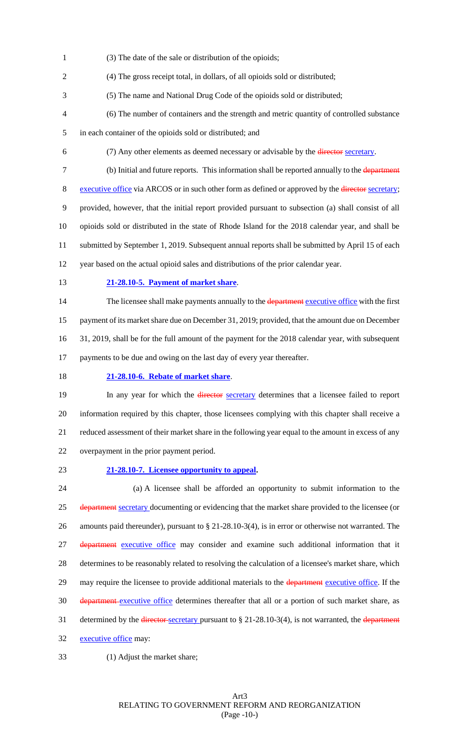(3) The date of the sale or distribution of the opioids;

(4) The gross receipt total, in dollars, of all opioids sold or distributed;

(5) The name and National Drug Code of the opioids sold or distributed;

(6) The number of containers and the strength and metric quantity of controlled substance in each container of the opioids sold or distributed; and

(7) Any other elements as deemed necessary or advisable by the ~~director~~ secretary.

(b) Initial and future reports. This information shall be reported annually to the ~~department~~ executive office via ARCOS or in such other form as defined or approved by the ~~director~~ secretary; provided, however, that the initial report provided pursuant to subsection (a) shall consist of all opioids sold or distributed in the state of Rhode Island for the 2018 calendar year, and shall be submitted by September 1, 2019. Subsequent annual reports shall be submitted by April 15 of each year based on the actual opioid sales and distributions of the prior calendar year.

**21-28.10-5. Payment of market share.**

The licensee shall make payments annually to the ~~department~~ executive office with the first payment of its market share due on December 31, 2019; provided, that the amount due on December 31, 2019, shall be for the full amount of the payment for the 2018 calendar year, with subsequent payments to be due and owing on the last day of every year thereafter.

**21-28.10-6. Rebate of market share.**

In any year for which the ~~director~~ secretary determines that a licensee failed to report information required by this chapter, those licensees complying with this chapter shall receive a reduced assessment of their market share in the following year equal to the amount in excess of any overpayment in the prior payment period.

**21-28.10-7. Licensee opportunity to appeal.**

(a) A licensee shall be afforded an opportunity to submit information to the ~~department~~ secretary documenting or evidencing that the market share provided to the licensee (or amounts paid thereunder), pursuant to § 21-28.10-3(4), is in error or otherwise not warranted. The ~~department~~ executive office may consider and examine such additional information that it determines to be reasonably related to resolving the calculation of a licensee's market share, which may require the licensee to provide additional materials to the ~~department~~ executive office. If the ~~department~~ executive office determines thereafter that all or a portion of such market share, as determined by the ~~director~~ secretary pursuant to § 21-28.10-3(4), is not warranted, the ~~department~~ executive office may:

(1) Adjust the market share;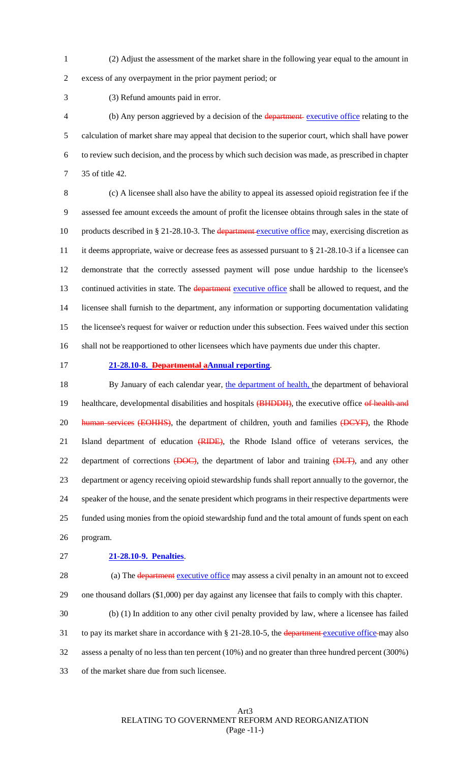(2) Adjust the assessment of the market share in the following year equal to the amount in excess of any overpayment in the prior payment period; or

(3) Refund amounts paid in error.

(b) Any person aggrieved by a decision of the ~~department~~ executive office relating to the calculation of market share may appeal that decision to the superior court, which shall have power to review such decision, and the process by which such decision was made, as prescribed in chapter 35 of title 42.

(c) A licensee shall also have the ability to appeal its assessed opioid registration fee if the assessed fee amount exceeds the amount of profit the licensee obtains through sales in the state of products described in § 21-28.10-3. The ~~department~~ executive office may, exercising discretion as it deems appropriate, waive or decrease fees as assessed pursuant to § 21-28.10-3 if a licensee can demonstrate that the correctly assessed payment will pose undue hardship to the licensee's continued activities in state. The ~~department~~ executive office shall be allowed to request, and the licensee shall furnish to the department, any information or supporting documentation validating the licensee's request for waiver or reduction under this subsection. Fees waived under this section shall not be reapportioned to other licensees which have payments due under this chapter.

**21-28.10-8. ~~Departmental a~~Annual reporting.**

By January of each calendar year, the department of health, the department of behavioral healthcare, developmental disabilities and hospitals ~~(BHDDH)~~, the executive office ~~of health and human services (EOHHS)~~, the department of children, youth and families ~~(DCYF)~~, the Rhode Island department of education ~~(RIDE)~~, the Rhode Island office of veterans services, the department of corrections ~~(DOC)~~, the department of labor and training ~~(DLT)~~, and any other department or agency receiving opioid stewardship funds shall report annually to the governor, the speaker of the house, and the senate president which programs in their respective departments were funded using monies from the opioid stewardship fund and the total amount of funds spent on each program.

**21-28.10-9. Penalties.**

(a) The ~~department~~ executive office may assess a civil penalty in an amount not to exceed one thousand dollars ($1,000) per day against any licensee that fails to comply with this chapter.

(b) (1) In addition to any other civil penalty provided by law, where a licensee has failed to pay its market share in accordance with § 21-28.10-5, the ~~department~~ executive office may also assess a penalty of no less than ten percent (10%) and no greater than three hundred percent (300%) of the market share due from such licensee.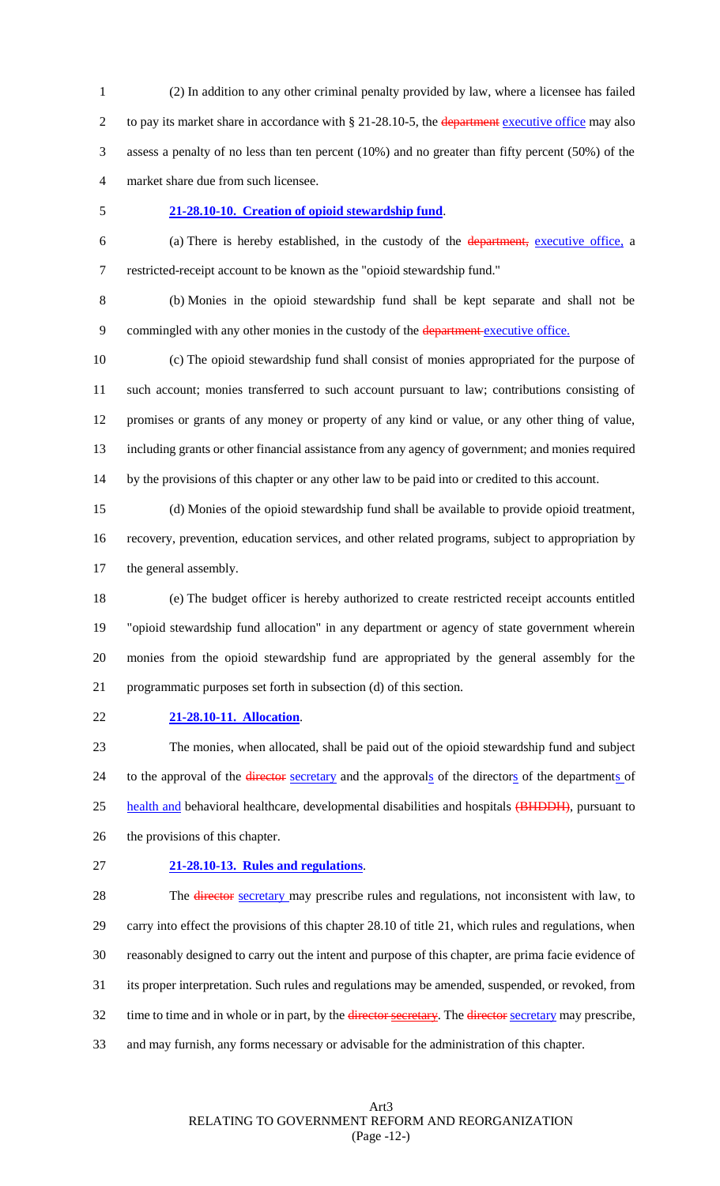(2) In addition to any other criminal penalty provided by law, where a licensee has failed to pay its market share in accordance with § 21-28.10-5, the ~~department~~ executive office may also assess a penalty of no less than ten percent (10%) and no greater than fifty percent (50%) of the market share due from such licensee.

**21-28.10-10. Creation of opioid stewardship fund.**

(a) There is hereby established, in the custody of the ~~department,~~ executive office, a restricted-receipt account to be known as the "opioid stewardship fund."

(b) Monies in the opioid stewardship fund shall be kept separate and shall not be commingled with any other monies in the custody of the ~~department~~ executive office.

(c) The opioid stewardship fund shall consist of monies appropriated for the purpose of such account; monies transferred to such account pursuant to law; contributions consisting of promises or grants of any money or property of any kind or value, or any other thing of value, including grants or other financial assistance from any agency of government; and monies required by the provisions of this chapter or any other law to be paid into or credited to this account.

(d) Monies of the opioid stewardship fund shall be available to provide opioid treatment, recovery, prevention, education services, and other related programs, subject to appropriation by the general assembly.

(e) The budget officer is hereby authorized to create restricted receipt accounts entitled "opioid stewardship fund allocation" in any department or agency of state government wherein monies from the opioid stewardship fund are appropriated by the general assembly for the programmatic purposes set forth in subsection (d) of this section.

**21-28.10-11. Allocation.**

The monies, when allocated, shall be paid out of the opioid stewardship fund and subject to the approval of the ~~director~~ secretary and the approvals of the directors of the departments of health and behavioral healthcare, developmental disabilities and hospitals ~~(BHDDH)~~, pursuant to the provisions of this chapter.

**21-28.10-13. Rules and regulations.**

The ~~director~~ secretary may prescribe rules and regulations, not inconsistent with law, to carry into effect the provisions of this chapter 28.10 of title 21, which rules and regulations, when reasonably designed to carry out the intent and purpose of this chapter, are prima facie evidence of its proper interpretation. Such rules and regulations may be amended, suspended, or revoked, from time to time and in whole or in part, by the ~~director~~ ~~secretary~~. The ~~director~~ secretary may prescribe, and may furnish, any forms necessary or advisable for the administration of this chapter.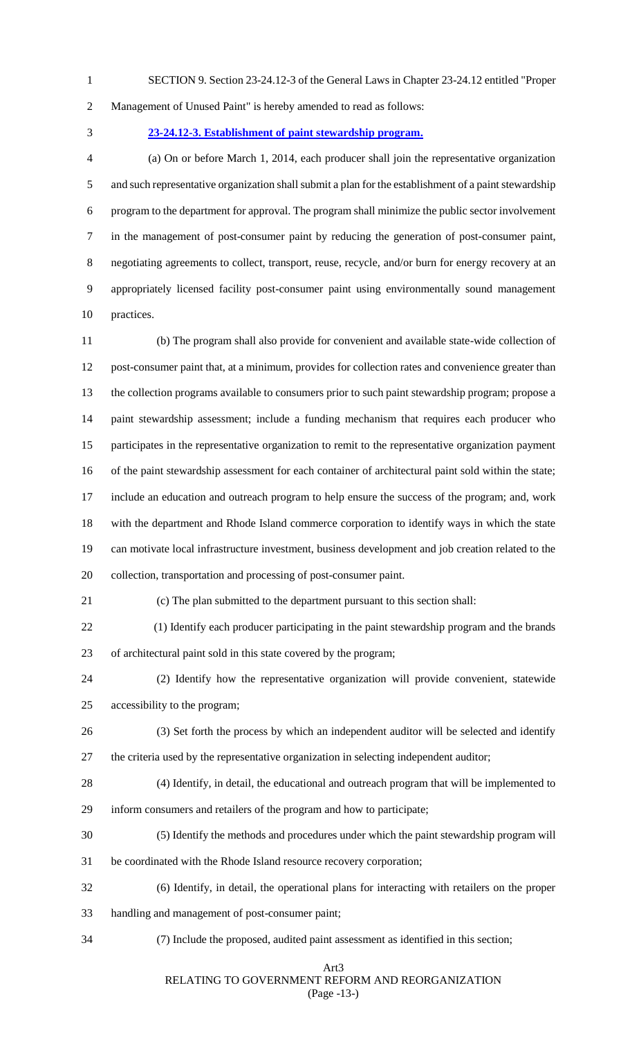SECTION 9. Section 23-24.12-3 of the General Laws in Chapter 23-24.12 entitled "Proper Management of Unused Paint" is hereby amended to read as follows:

**23-24.12-3. Establishment of paint stewardship program.**

(a) On or before March 1, 2014, each producer shall join the representative organization and such representative organization shall submit a plan for the establishment of a paint stewardship program to the department for approval. The program shall minimize the public sector involvement in the management of post-consumer paint by reducing the generation of post-consumer paint, negotiating agreements to collect, transport, reuse, recycle, and/or burn for energy recovery at an appropriately licensed facility post-consumer paint using environmentally sound management practices.

(b) The program shall also provide for convenient and available state-wide collection of post-consumer paint that, at a minimum, provides for collection rates and convenience greater than the collection programs available to consumers prior to such paint stewardship program; propose a paint stewardship assessment; include a funding mechanism that requires each producer who participates in the representative organization to remit to the representative organization payment of the paint stewardship assessment for each container of architectural paint sold within the state; include an education and outreach program to help ensure the success of the program; and, work with the department and Rhode Island commerce corporation to identify ways in which the state can motivate local infrastructure investment, business development and job creation related to the collection, transportation and processing of post-consumer paint.

(c) The plan submitted to the department pursuant to this section shall:

(1) Identify each producer participating in the paint stewardship program and the brands of architectural paint sold in this state covered by the program;

(2) Identify how the representative organization will provide convenient, statewide accessibility to the program;

(3) Set forth the process by which an independent auditor will be selected and identify the criteria used by the representative organization in selecting independent auditor;

(4) Identify, in detail, the educational and outreach program that will be implemented to inform consumers and retailers of the program and how to participate;

(5) Identify the methods and procedures under which the paint stewardship program will be coordinated with the Rhode Island resource recovery corporation;

(6) Identify, in detail, the operational plans for interacting with retailers on the proper handling and management of post-consumer paint;

(7) Include the proposed, audited paint assessment as identified in this section;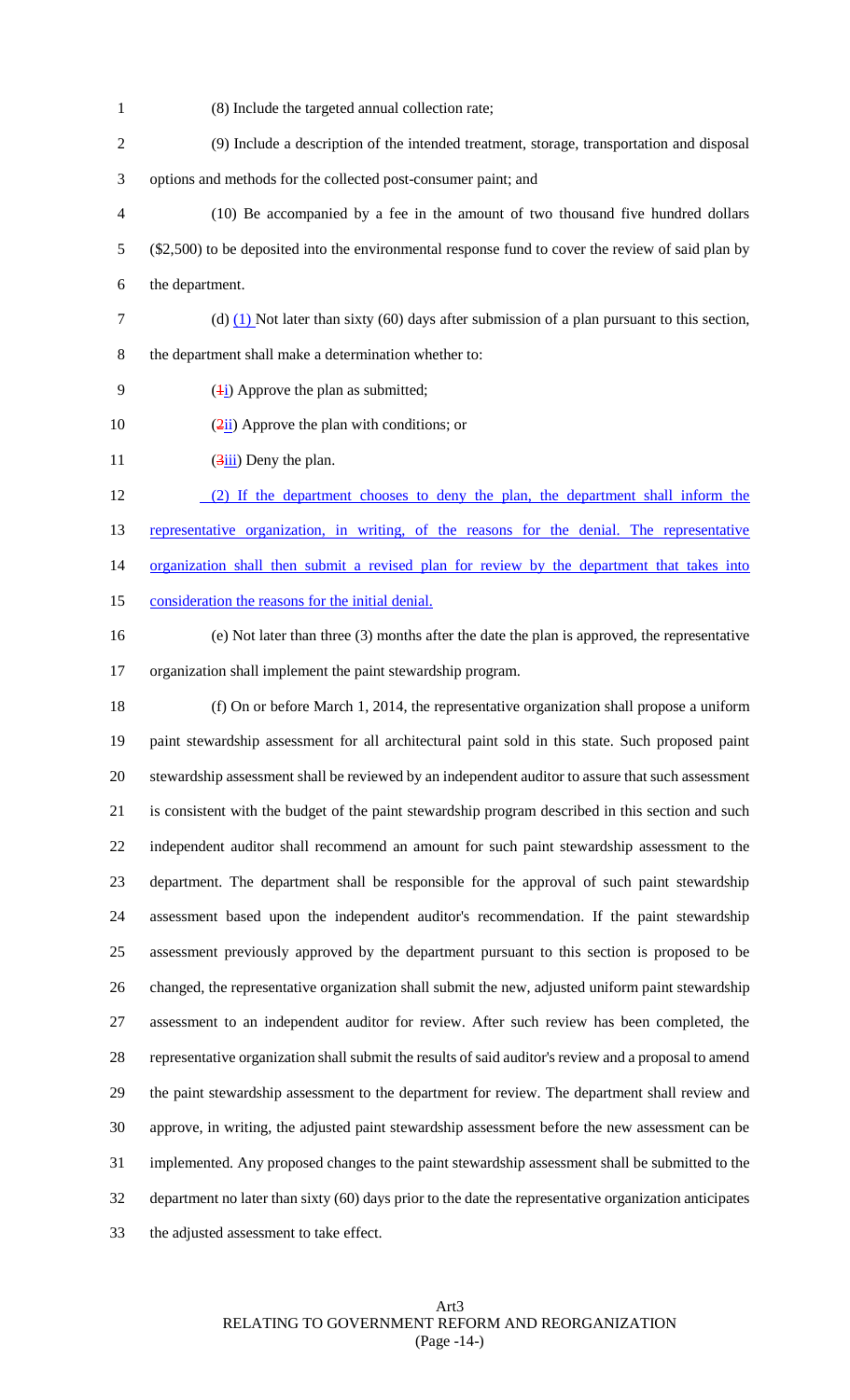(8) Include the targeted annual collection rate;

(9) Include a description of the intended treatment, storage, transportation and disposal options and methods for the collected post-consumer paint; and

(10) Be accompanied by a fee in the amount of two thousand five hundred dollars ($2,500) to be deposited into the environmental response fund to cover the review of said plan by the department.

(d) (1) Not later than sixty (60) days after submission of a plan pursuant to this section, the department shall make a determination whether to:

(~~1~~i) Approve the plan as submitted;

(~~2~~ii) Approve the plan with conditions; or

(~~3~~iii) Deny the plan.

(2) If the department chooses to deny the plan, the department shall inform the representative organization, in writing, of the reasons for the denial. The representative organization shall then submit a revised plan for review by the department that takes into consideration the reasons for the initial denial.

(e) Not later than three (3) months after the date the plan is approved, the representative organization shall implement the paint stewardship program.

(f) On or before March 1, 2014, the representative organization shall propose a uniform paint stewardship assessment for all architectural paint sold in this state. Such proposed paint stewardship assessment shall be reviewed by an independent auditor to assure that such assessment is consistent with the budget of the paint stewardship program described in this section and such independent auditor shall recommend an amount for such paint stewardship assessment to the department. The department shall be responsible for the approval of such paint stewardship assessment based upon the independent auditor's recommendation. If the paint stewardship assessment previously approved by the department pursuant to this section is proposed to be changed, the representative organization shall submit the new, adjusted uniform paint stewardship assessment to an independent auditor for review. After such review has been completed, the representative organization shall submit the results of said auditor's review and a proposal to amend the paint stewardship assessment to the department for review. The department shall review and approve, in writing, the adjusted paint stewardship assessment before the new assessment can be implemented. Any proposed changes to the paint stewardship assessment shall be submitted to the department no later than sixty (60) days prior to the date the representative organization anticipates the adjusted assessment to take effect.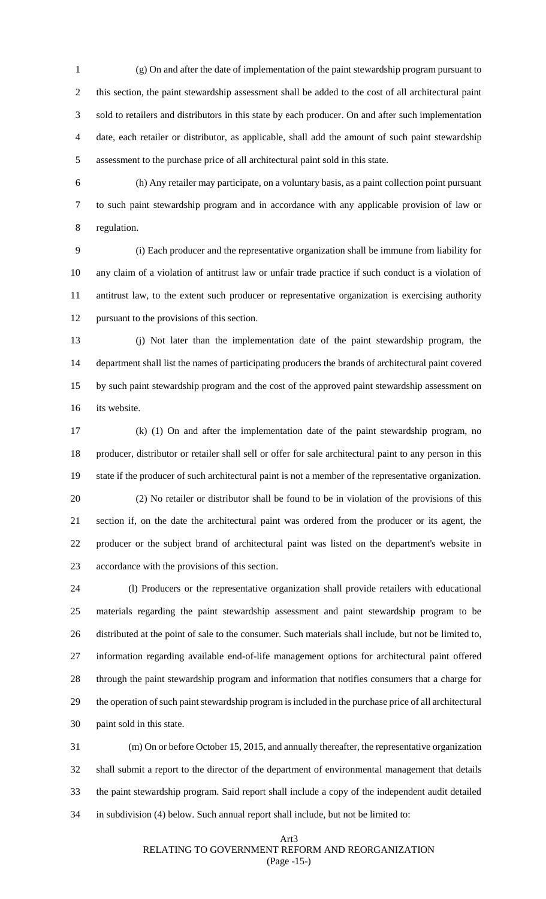(g) On and after the date of implementation of the paint stewardship program pursuant to this section, the paint stewardship assessment shall be added to the cost of all architectural paint sold to retailers and distributors in this state by each producer. On and after such implementation date, each retailer or distributor, as applicable, shall add the amount of such paint stewardship assessment to the purchase price of all architectural paint sold in this state.

(h) Any retailer may participate, on a voluntary basis, as a paint collection point pursuant to such paint stewardship program and in accordance with any applicable provision of law or regulation.

(i) Each producer and the representative organization shall be immune from liability for any claim of a violation of antitrust law or unfair trade practice if such conduct is a violation of antitrust law, to the extent such producer or representative organization is exercising authority pursuant to the provisions of this section.

(j) Not later than the implementation date of the paint stewardship program, the department shall list the names of participating producers the brands of architectural paint covered by such paint stewardship program and the cost of the approved paint stewardship assessment on its website.

(k) (1) On and after the implementation date of the paint stewardship program, no producer, distributor or retailer shall sell or offer for sale architectural paint to any person in this state if the producer of such architectural paint is not a member of the representative organization.

(2) No retailer or distributor shall be found to be in violation of the provisions of this section if, on the date the architectural paint was ordered from the producer or its agent, the producer or the subject brand of architectural paint was listed on the department's website in accordance with the provisions of this section.

(l) Producers or the representative organization shall provide retailers with educational materials regarding the paint stewardship assessment and paint stewardship program to be distributed at the point of sale to the consumer. Such materials shall include, but not be limited to, information regarding available end-of-life management options for architectural paint offered through the paint stewardship program and information that notifies consumers that a charge for the operation of such paint stewardship program is included in the purchase price of all architectural paint sold in this state.

(m) On or before October 15, 2015, and annually thereafter, the representative organization shall submit a report to the director of the department of environmental management that details the paint stewardship program. Said report shall include a copy of the independent audit detailed in subdivision (4) below. Such annual report shall include, but not be limited to: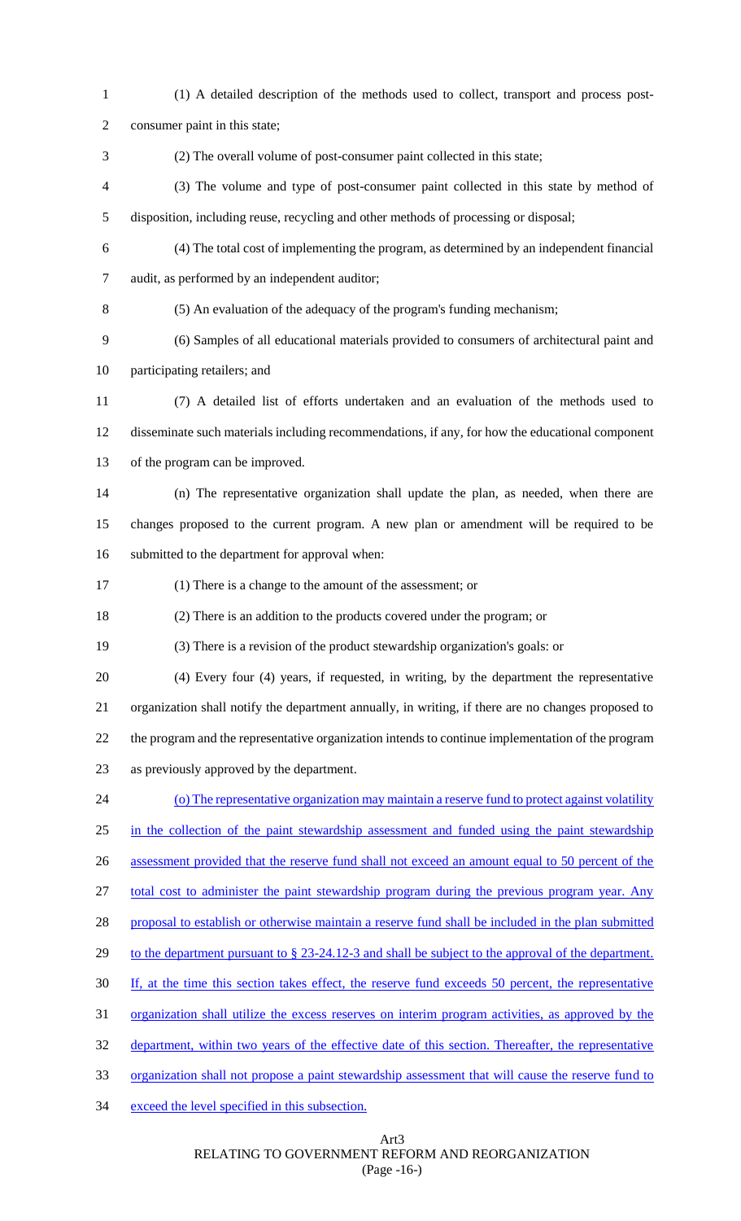(1) A detailed description of the methods used to collect, transport and process post-consumer paint in this state;

(2) The overall volume of post-consumer paint collected in this state;

(3) The volume and type of post-consumer paint collected in this state by method of disposition, including reuse, recycling and other methods of processing or disposal;

(4) The total cost of implementing the program, as determined by an independent financial audit, as performed by an independent auditor;

(5) An evaluation of the adequacy of the program's funding mechanism;

(6) Samples of all educational materials provided to consumers of architectural paint and participating retailers; and

(7) A detailed list of efforts undertaken and an evaluation of the methods used to disseminate such materials including recommendations, if any, for how the educational component of the program can be improved.

(n) The representative organization shall update the plan, as needed, when there are changes proposed to the current program. A new plan or amendment will be required to be submitted to the department for approval when:

(1) There is a change to the amount of the assessment; or

(2) There is an addition to the products covered under the program; or

(3) There is a revision of the product stewardship organization's goals: or

(4) Every four (4) years, if requested, in writing, by the department the representative organization shall notify the department annually, in writing, if there are no changes proposed to the program and the representative organization intends to continue implementation of the program as previously approved by the department.

(o) The representative organization may maintain a reserve fund to protect against volatility in the collection of the paint stewardship assessment and funded using the paint stewardship assessment provided that the reserve fund shall not exceed an amount equal to 50 percent of the total cost to administer the paint stewardship program during the previous program year. Any proposal to establish or otherwise maintain a reserve fund shall be included in the plan submitted to the department pursuant to § 23-24.12-3 and shall be subject to the approval of the department. If, at the time this section takes effect, the reserve fund exceeds 50 percent, the representative organization shall utilize the excess reserves on interim program activities, as approved by the department, within two years of the effective date of this section. Thereafter, the representative organization shall not propose a paint stewardship assessment that will cause the reserve fund to exceed the level specified in this subsection.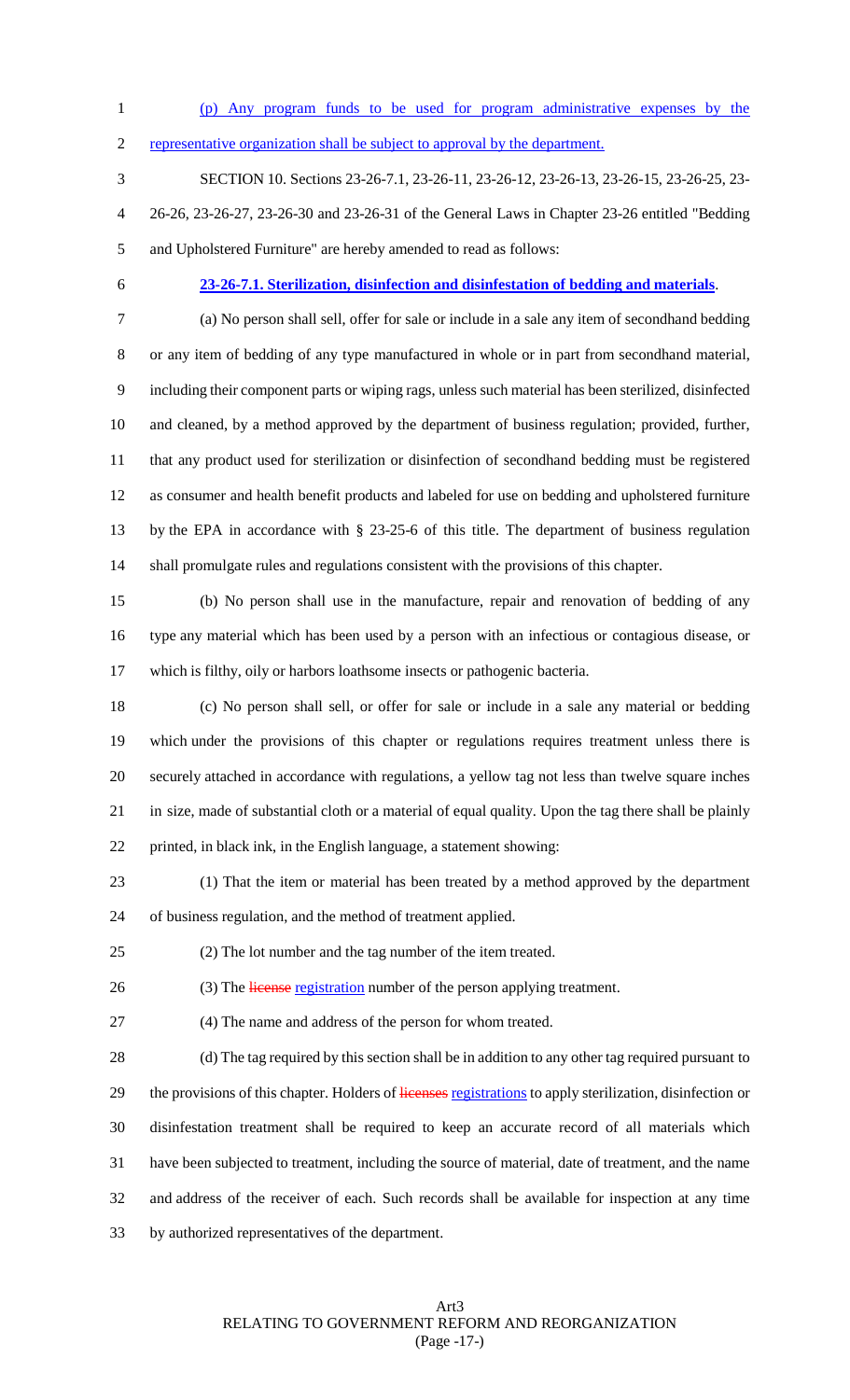(p) Any program funds to be used for program administrative expenses by the representative organization shall be subject to approval by the department.

SECTION 10. Sections 23-26-7.1, 23-26-11, 23-26-12, 23-26-13, 23-26-15, 23-26-25, 23-26-26, 23-26-27, 23-26-30 and 23-26-31 of the General Laws in Chapter 23-26 entitled "Bedding and Upholstered Furniture" are hereby amended to read as follows:

**23-26-7.1. Sterilization, disinfection and disinfestation of bedding and materials.**

(a) No person shall sell, offer for sale or include in a sale any item of secondhand bedding or any item of bedding of any type manufactured in whole or in part from secondhand material, including their component parts or wiping rags, unless such material has been sterilized, disinfected and cleaned, by a method approved by the department of business regulation; provided, further, that any product used for sterilization or disinfection of secondhand bedding must be registered as consumer and health benefit products and labeled for use on bedding and upholstered furniture by the EPA in accordance with § 23-25-6 of this title. The department of business regulation shall promulgate rules and regulations consistent with the provisions of this chapter.

(b) No person shall use in the manufacture, repair and renovation of bedding of any type any material which has been used by a person with an infectious or contagious disease, or which is filthy, oily or harbors loathsome insects or pathogenic bacteria.

(c) No person shall sell, or offer for sale or include in a sale any material or bedding which under the provisions of this chapter or regulations requires treatment unless there is securely attached in accordance with regulations, a yellow tag not less than twelve square inches in size, made of substantial cloth or a material of equal quality. Upon the tag there shall be plainly printed, in black ink, in the English language, a statement showing:

(1) That the item or material has been treated by a method approved by the department of business regulation, and the method of treatment applied.

(2) The lot number and the tag number of the item treated.

(3) The ~~license~~ registration number of the person applying treatment.

(4) The name and address of the person for whom treated.

(d) The tag required by this section shall be in addition to any other tag required pursuant to the provisions of this chapter. Holders of ~~licenses~~ registrations to apply sterilization, disinfection or disinfestation treatment shall be required to keep an accurate record of all materials which have been subjected to treatment, including the source of material, date of treatment, and the name and address of the receiver of each. Such records shall be available for inspection at any time by authorized representatives of the department.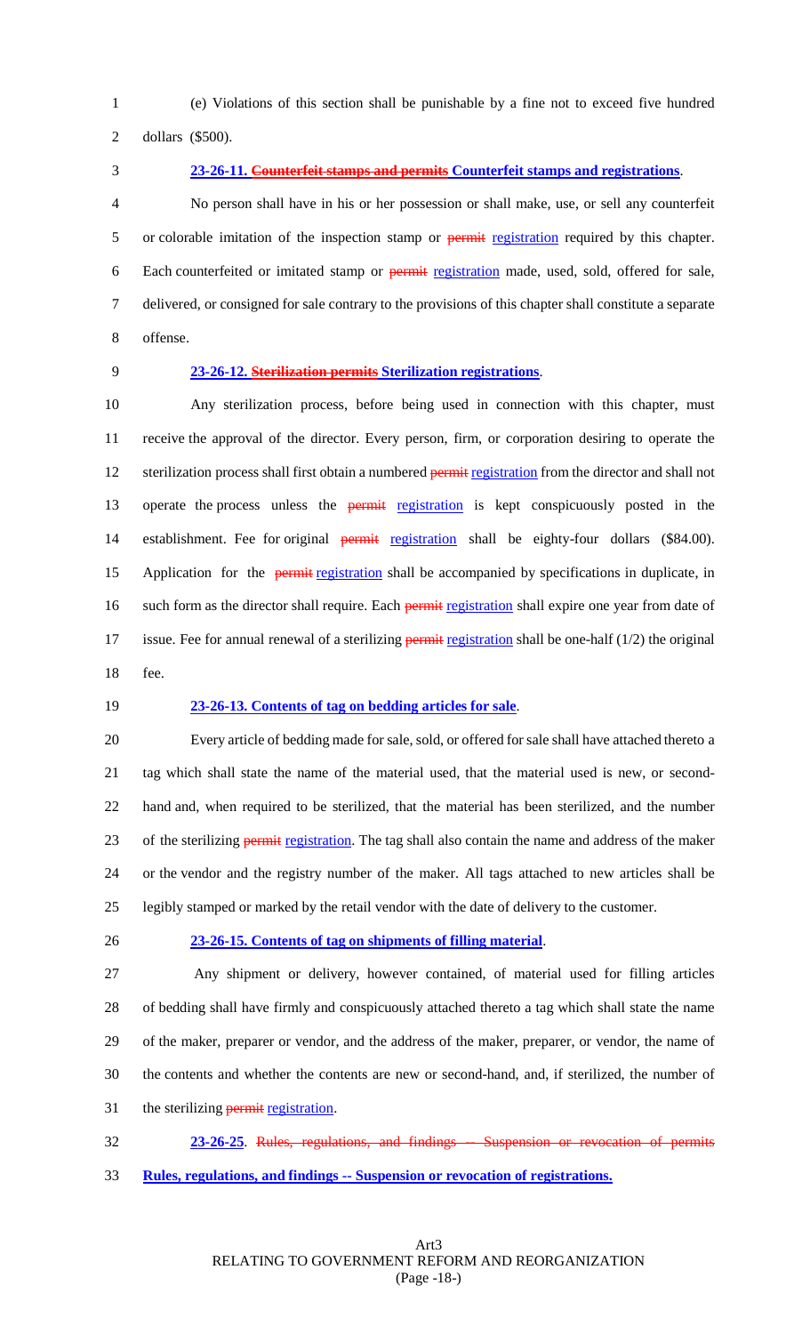(e) Violations of this section shall be punishable by a fine not to exceed five hundred dollars ($500).

**23-26-11. ~~Counterfeit stamps and permits~~ Counterfeit stamps and registrations**.

No person shall have in his or her possession or shall make, use, or sell any counterfeit or colorable imitation of the inspection stamp or ~~permit~~ registration required by this chapter. Each counterfeited or imitated stamp or ~~permit~~ registration made, used, sold, offered for sale, delivered, or consigned for sale contrary to the provisions of this chapter shall constitute a separate offense.

**23-26-12. ~~Sterilization permits~~ Sterilization registrations**.

Any sterilization process, before being used in connection with this chapter, must receive the approval of the director. Every person, firm, or corporation desiring to operate the sterilization process shall first obtain a numbered ~~permit~~ registration from the director and shall not operate the process unless the ~~permit~~ registration is kept conspicuously posted in the establishment. Fee for original ~~permit~~ registration shall be eighty-four dollars ($84.00). Application for the ~~permit~~ registration shall be accompanied by specifications in duplicate, in such form as the director shall require. Each ~~permit~~ registration shall expire one year from date of issue. Fee for annual renewal of a sterilizing ~~permit~~ registration shall be one-half (1/2) the original fee.

**23-26-13. Contents of tag on bedding articles for sale**.

Every article of bedding made for sale, sold, or offered for sale shall have attached thereto a tag which shall state the name of the material used, that the material used is new, or second-hand and, when required to be sterilized, that the material has been sterilized, and the number of the sterilizing ~~permit~~ registration. The tag shall also contain the name and address of the maker or the vendor and the registry number of the maker. All tags attached to new articles shall be legibly stamped or marked by the retail vendor with the date of delivery to the customer.

**23-26-15. Contents of tag on shipments of filling material**.

Any shipment or delivery, however contained, of material used for filling articles of bedding shall have firmly and conspicuously attached thereto a tag which shall state the name of the maker, preparer or vendor, and the address of the maker, preparer, or vendor, the name of the contents and whether the contents are new or second-hand, and, if sterilized, the number of the sterilizing ~~permit~~ registration.

**23-26-25**. ~~Rules, regulations, and findings -- Suspension or revocation of permits~~ **Rules, regulations, and findings -- Suspension or revocation of registrations.**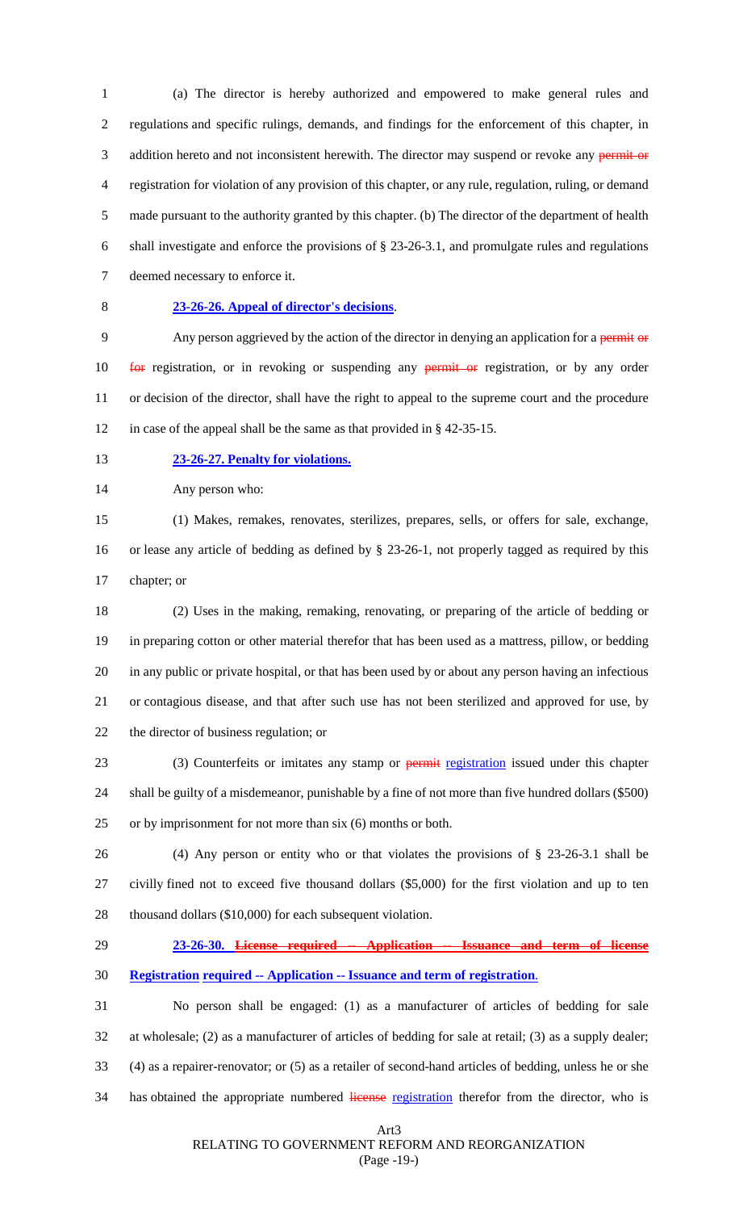(a) The director is hereby authorized and empowered to make general rules and regulations and specific rulings, demands, and findings for the enforcement of this chapter, in addition hereto and not inconsistent herewith. The director may suspend or revoke any ~~permit or~~ registration for violation of any provision of this chapter, or any rule, regulation, ruling, or demand made pursuant to the authority granted by this chapter. (b) The director of the department of health shall investigate and enforce the provisions of § 23-26-3.1, and promulgate rules and regulations deemed necessary to enforce it.

**23-26-26. Appeal of director's decisions**.

Any person aggrieved by the action of the director in denying an application for a ~~permit or for~~ registration, or in revoking or suspending any ~~permit or~~ registration, or by any order or decision of the director, shall have the right to appeal to the supreme court and the procedure in case of the appeal shall be the same as that provided in § 42-35-15.

**23-26-27. Penalty for violations.**

Any person who:

(1) Makes, remakes, renovates, sterilizes, prepares, sells, or offers for sale, exchange, or lease any article of bedding as defined by § 23-26-1, not properly tagged as required by this chapter; or

(2) Uses in the making, remaking, renovating, or preparing of the article of bedding or in preparing cotton or other material therefor that has been used as a mattress, pillow, or bedding in any public or private hospital, or that has been used by or about any person having an infectious or contagious disease, and that after such use has not been sterilized and approved for use, by the director of business regulation; or

(3) Counterfeits or imitates any stamp or ~~permit~~ registration issued under this chapter shall be guilty of a misdemeanor, punishable by a fine of not more than five hundred dollars ($500) or by imprisonment for not more than six (6) months or both.

(4) Any person or entity who or that violates the provisions of § 23-26-3.1 shall be civilly fined not to exceed five thousand dollars ($5,000) for the first violation and up to ten thousand dollars ($10,000) for each subsequent violation.

**23-26-30. ~~License required -- Application -- Issuance and term of license~~ Registration required -- Application -- Issuance and term of registration**.

No person shall be engaged: (1) as a manufacturer of articles of bedding for sale at wholesale; (2) as a manufacturer of articles of bedding for sale at retail; (3) as a supply dealer; (4) as a repairer-renovator; or (5) as a retailer of second-hand articles of bedding, unless he or she has obtained the appropriate numbered ~~license~~ registration therefor from the director, who is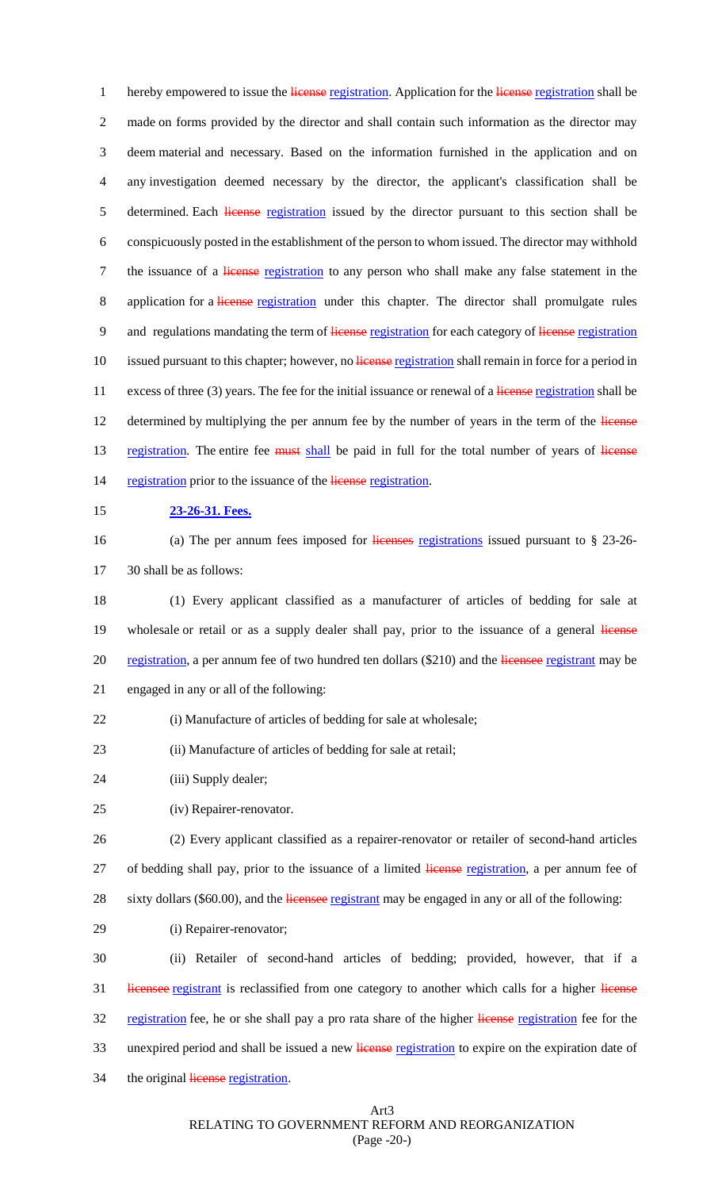hereby empowered to issue the ~~license~~ registration. Application for the ~~license~~ registration shall be made on forms provided by the director and shall contain such information as the director may deem material and necessary. Based on the information furnished in the application and on any investigation deemed necessary by the director, the applicant's classification shall be determined. Each ~~license~~ registration issued by the director pursuant to this section shall be conspicuously posted in the establishment of the person to whom issued. The director may withhold the issuance of a ~~license~~ registration to any person who shall make any false statement in the application for a ~~license~~ registration under this chapter. The director shall promulgate rules and regulations mandating the term of ~~license~~ registration for each category of ~~license~~ registration issued pursuant to this chapter; however, no ~~license~~ registration shall remain in force for a period in excess of three (3) years. The fee for the initial issuance or renewal of a ~~license~~ registration shall be determined by multiplying the per annum fee by the number of years in the term of the ~~license~~ registration. The entire fee ~~must~~ shall be paid in full for the total number of years of ~~license~~ registration prior to the issuance of the ~~license~~ registration.

**23-26-31. Fees.**

(a) The per annum fees imposed for ~~licenses~~ registrations issued pursuant to § 23-26-30 shall be as follows:

(1) Every applicant classified as a manufacturer of articles of bedding for sale at wholesale or retail or as a supply dealer shall pay, prior to the issuance of a general ~~license~~ registration, a per annum fee of two hundred ten dollars ($210) and the ~~licensee~~ registrant may be engaged in any or all of the following:

(i) Manufacture of articles of bedding for sale at wholesale;

(ii) Manufacture of articles of bedding for sale at retail;

(iii) Supply dealer;

(iv) Repairer-renovator.

(2) Every applicant classified as a repairer-renovator or retailer of second-hand articles of bedding shall pay, prior to the issuance of a limited ~~license~~ registration, a per annum fee of sixty dollars ($60.00), and the ~~licensee~~ registrant may be engaged in any or all of the following:

(i) Repairer-renovator;

(ii) Retailer of second-hand articles of bedding; provided, however, that if a ~~licensee~~ registrant is reclassified from one category to another which calls for a higher ~~license~~ registration fee, he or she shall pay a pro rata share of the higher ~~license~~ registration fee for the unexpired period and shall be issued a new ~~license~~ registration to expire on the expiration date of the original ~~license~~ registration.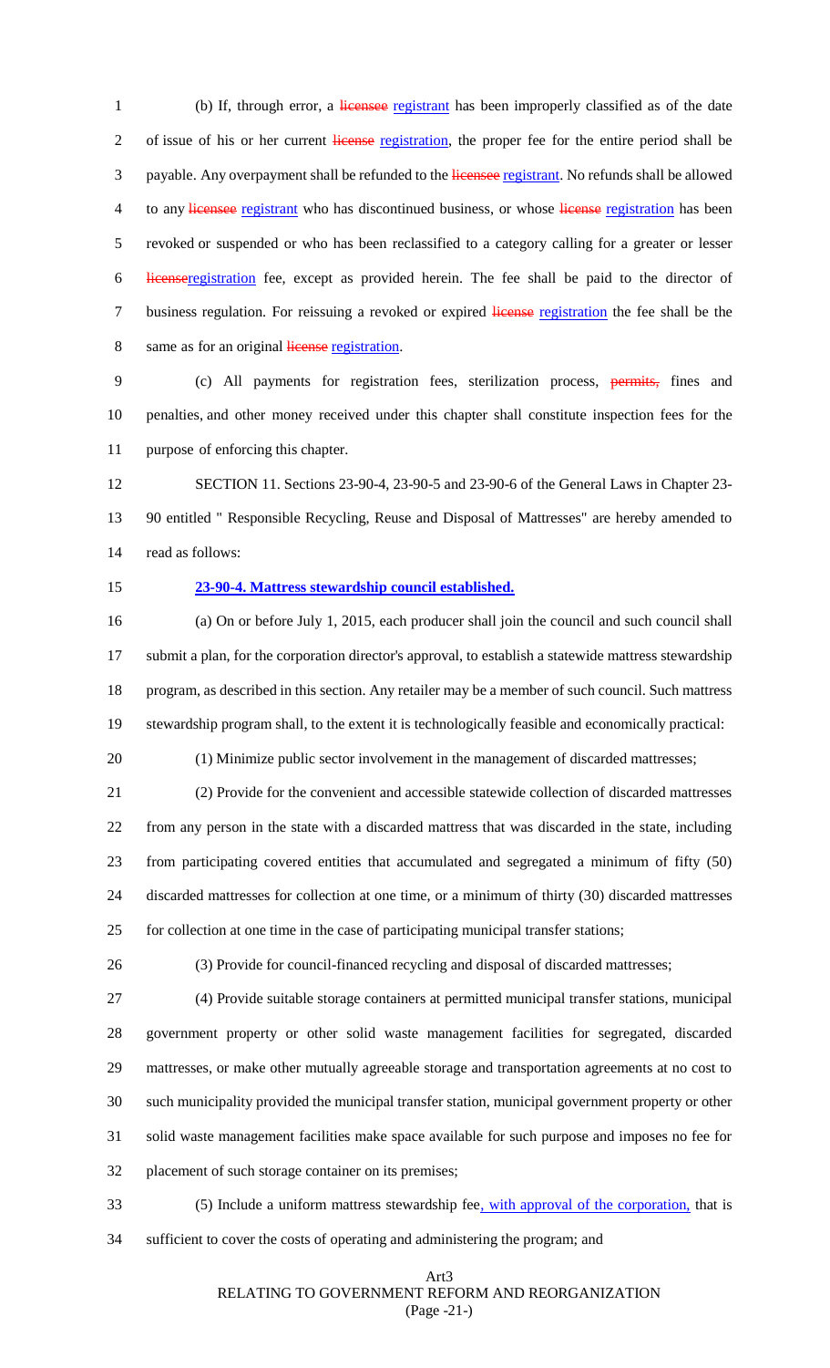(b) If, through error, a ~~licensee~~ registrant has been improperly classified as of the date of issue of his or her current ~~license~~ registration, the proper fee for the entire period shall be payable. Any overpayment shall be refunded to the ~~licensee~~ registrant. No refunds shall be allowed to any ~~licensee~~ registrant who has discontinued business, or whose ~~license~~ registration has been revoked or suspended or who has been reclassified to a category calling for a greater or lesser ~~license~~registration fee, except as provided herein. The fee shall be paid to the director of business regulation. For reissuing a revoked or expired ~~license~~ registration the fee shall be the same as for an original ~~license~~ registration.

(c) All payments for registration fees, sterilization process, ~~permits,~~ fines and penalties, and other money received under this chapter shall constitute inspection fees for the purpose of enforcing this chapter.

SECTION 11. Sections 23-90-4, 23-90-5 and 23-90-6 of the General Laws in Chapter 23-90 entitled " Responsible Recycling, Reuse and Disposal of Mattresses" are hereby amended to read as follows:

**23-90-4. Mattress stewardship council established.**

(a) On or before July 1, 2015, each producer shall join the council and such council shall submit a plan, for the corporation director's approval, to establish a statewide mattress stewardship program, as described in this section. Any retailer may be a member of such council. Such mattress stewardship program shall, to the extent it is technologically feasible and economically practical:

(1) Minimize public sector involvement in the management of discarded mattresses;

(2) Provide for the convenient and accessible statewide collection of discarded mattresses from any person in the state with a discarded mattress that was discarded in the state, including from participating covered entities that accumulated and segregated a minimum of fifty (50) discarded mattresses for collection at one time, or a minimum of thirty (30) discarded mattresses for collection at one time in the case of participating municipal transfer stations;

(3) Provide for council-financed recycling and disposal of discarded mattresses;

(4) Provide suitable storage containers at permitted municipal transfer stations, municipal government property or other solid waste management facilities for segregated, discarded mattresses, or make other mutually agreeable storage and transportation agreements at no cost to such municipality provided the municipal transfer station, municipal government property or other solid waste management facilities make space available for such purpose and imposes no fee for placement of such storage container on its premises;

(5) Include a uniform mattress stewardship fee, with approval of the corporation, that is sufficient to cover the costs of operating and administering the program; and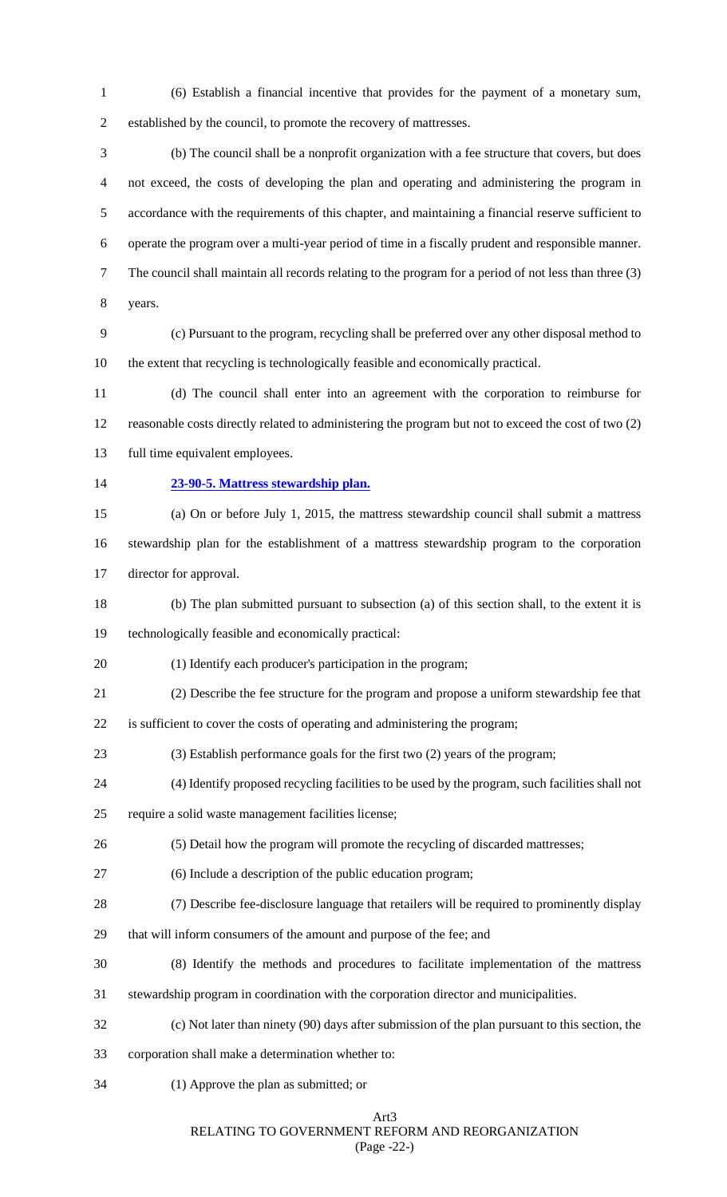(6) Establish a financial incentive that provides for the payment of a monetary sum, established by the council, to promote the recovery of mattresses.

(b) The council shall be a nonprofit organization with a fee structure that covers, but does not exceed, the costs of developing the plan and operating and administering the program in accordance with the requirements of this chapter, and maintaining a financial reserve sufficient to operate the program over a multi-year period of time in a fiscally prudent and responsible manner. The council shall maintain all records relating to the program for a period of not less than three (3) years.

(c) Pursuant to the program, recycling shall be preferred over any other disposal method to the extent that recycling is technologically feasible and economically practical.

(d) The council shall enter into an agreement with the corporation to reimburse for reasonable costs directly related to administering the program but not to exceed the cost of two (2) full time equivalent employees.

**23-90-5. Mattress stewardship plan.**

(a) On or before July 1, 2015, the mattress stewardship council shall submit a mattress stewardship plan for the establishment of a mattress stewardship program to the corporation director for approval.

(b) The plan submitted pursuant to subsection (a) of this section shall, to the extent it is technologically feasible and economically practical:

(1) Identify each producer's participation in the program;

(2) Describe the fee structure for the program and propose a uniform stewardship fee that is sufficient to cover the costs of operating and administering the program;

(3) Establish performance goals for the first two (2) years of the program;

(4) Identify proposed recycling facilities to be used by the program, such facilities shall not require a solid waste management facilities license;

(5) Detail how the program will promote the recycling of discarded mattresses;

(6) Include a description of the public education program;

(7) Describe fee-disclosure language that retailers will be required to prominently display that will inform consumers of the amount and purpose of the fee; and

(8) Identify the methods and procedures to facilitate implementation of the mattress stewardship program in coordination with the corporation director and municipalities.

(c) Not later than ninety (90) days after submission of the plan pursuant to this section, the corporation shall make a determination whether to:

(1) Approve the plan as submitted; or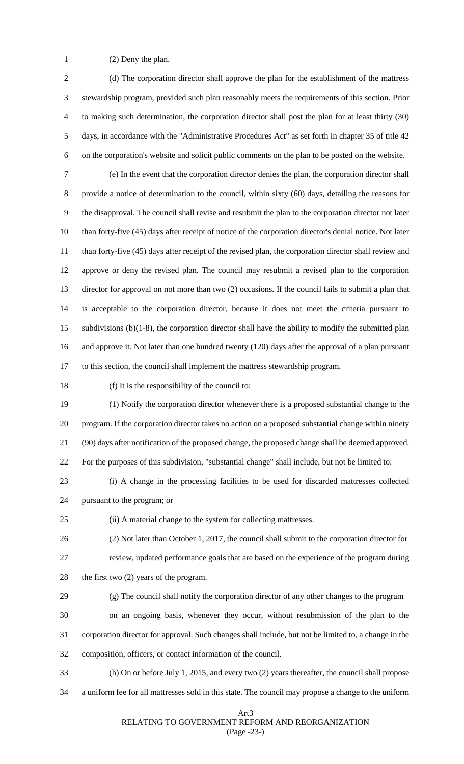(2) Deny the plan.

(d) The corporation director shall approve the plan for the establishment of the mattress stewardship program, provided such plan reasonably meets the requirements of this section. Prior to making such determination, the corporation director shall post the plan for at least thirty (30) days, in accordance with the "Administrative Procedures Act" as set forth in chapter 35 of title 42 on the corporation's website and solicit public comments on the plan to be posted on the website.

(e) In the event that the corporation director denies the plan, the corporation director shall provide a notice of determination to the council, within sixty (60) days, detailing the reasons for the disapproval. The council shall revise and resubmit the plan to the corporation director not later than forty-five (45) days after receipt of notice of the corporation director's denial notice. Not later than forty-five (45) days after receipt of the revised plan, the corporation director shall review and approve or deny the revised plan. The council may resubmit a revised plan to the corporation director for approval on not more than two (2) occasions. If the council fails to submit a plan that is acceptable to the corporation director, because it does not meet the criteria pursuant to subdivisions (b)(1-8), the corporation director shall have the ability to modify the submitted plan and approve it. Not later than one hundred twenty (120) days after the approval of a plan pursuant to this section, the council shall implement the mattress stewardship program.

(f) It is the responsibility of the council to:

(1) Notify the corporation director whenever there is a proposed substantial change to the program. If the corporation director takes no action on a proposed substantial change within ninety (90) days after notification of the proposed change, the proposed change shall be deemed approved. For the purposes of this subdivision, "substantial change" shall include, but not be limited to:

(i) A change in the processing facilities to be used for discarded mattresses collected pursuant to the program; or

(ii) A material change to the system for collecting mattresses.

(2) Not later than October 1, 2017, the council shall submit to the corporation director for review, updated performance goals that are based on the experience of the program during the first two (2) years of the program.

(g) The council shall notify the corporation director of any other changes to the program on an ongoing basis, whenever they occur, without resubmission of the plan to the corporation director for approval. Such changes shall include, but not be limited to, a change in the composition, officers, or contact information of the council.

(h) On or before July 1, 2015, and every two (2) years thereafter, the council shall propose a uniform fee for all mattresses sold in this state. The council may propose a change to the uniform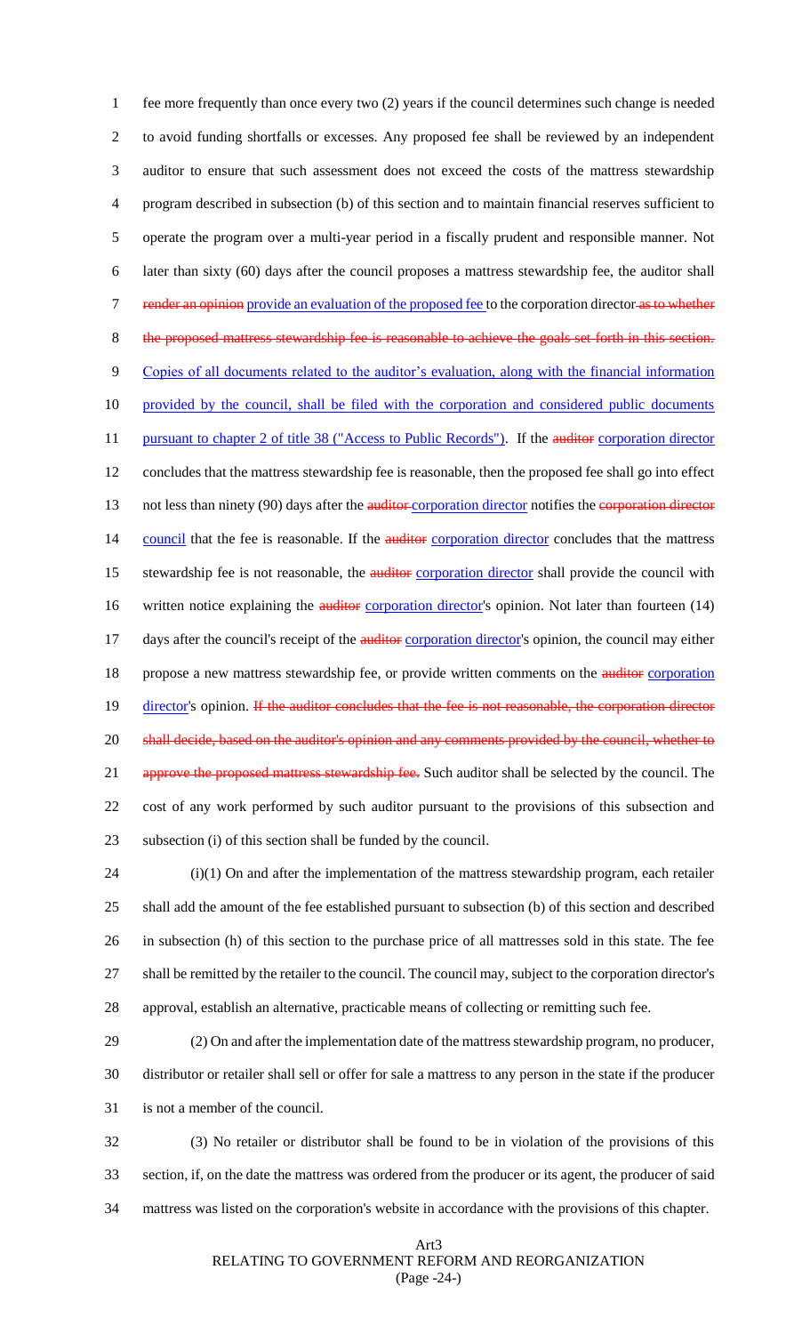fee more frequently than once every two (2) years if the council determines such change is needed to avoid funding shortfalls or excesses. Any proposed fee shall be reviewed by an independent auditor to ensure that such assessment does not exceed the costs of the mattress stewardship program described in subsection (b) of this section and to maintain financial reserves sufficient to operate the program over a multi-year period in a fiscally prudent and responsible manner. Not later than sixty (60) days after the council proposes a mattress stewardship fee, the auditor shall ~~render an opinion~~ provide an evaluation of the proposed fee to the corporation director ~~as to whether the proposed mattress stewardship fee is reasonable to achieve the goals set forth in this section.~~ Copies of all documents related to the auditor's evaluation, along with the financial information provided by the council, shall be filed with the corporation and considered public documents pursuant to chapter 2 of title 38 ("Access to Public Records"). If the ~~auditor~~ corporation director concludes that the mattress stewardship fee is reasonable, then the proposed fee shall go into effect not less than ninety (90) days after the ~~auditor~~ corporation director notifies the ~~corporation director~~ council that the fee is reasonable. If the ~~auditor~~ corporation director concludes that the mattress stewardship fee is not reasonable, the ~~auditor~~ corporation director shall provide the council with written notice explaining the ~~auditor~~ corporation director's opinion. Not later than fourteen (14) days after the council's receipt of the ~~auditor~~ corporation director's opinion, the council may either propose a new mattress stewardship fee, or provide written comments on the ~~auditor~~ corporation director's opinion. ~~If the auditor concludes that the fee is not reasonable, the corporation director shall decide, based on the auditor's opinion and any comments provided by the council, whether to approve the proposed mattress stewardship fee.~~ Such auditor shall be selected by the council. The cost of any work performed by such auditor pursuant to the provisions of this subsection and subsection (i) of this section shall be funded by the council.

(i)(1) On and after the implementation of the mattress stewardship program, each retailer shall add the amount of the fee established pursuant to subsection (b) of this section and described in subsection (h) of this section to the purchase price of all mattresses sold in this state. The fee shall be remitted by the retailer to the council. The council may, subject to the corporation director's approval, establish an alternative, practicable means of collecting or remitting such fee.

(2) On and after the implementation date of the mattress stewardship program, no producer, distributor or retailer shall sell or offer for sale a mattress to any person in the state if the producer is not a member of the council.

(3) No retailer or distributor shall be found to be in violation of the provisions of this section, if, on the date the mattress was ordered from the producer or its agent, the producer of said mattress was listed on the corporation's website in accordance with the provisions of this chapter.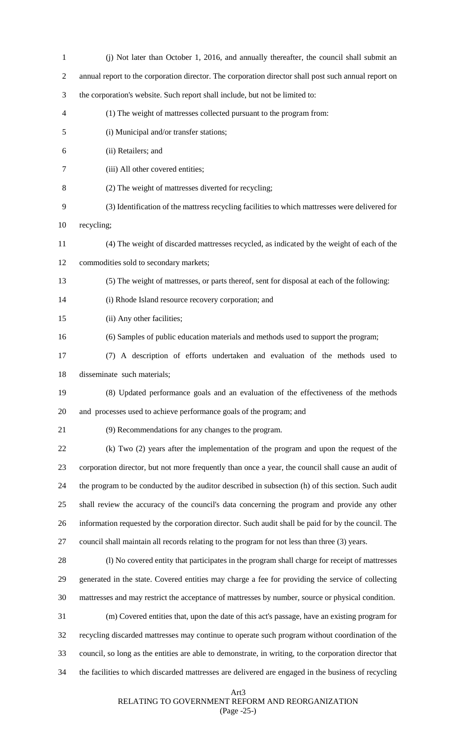(j) Not later than October 1, 2016, and annually thereafter, the council shall submit an annual report to the corporation director. The corporation director shall post such annual report on the corporation's website. Such report shall include, but not be limited to:

(1) The weight of mattresses collected pursuant to the program from:

(i) Municipal and/or transfer stations;

(ii) Retailers; and

(iii) All other covered entities;

(2) The weight of mattresses diverted for recycling;

(3) Identification of the mattress recycling facilities to which mattresses were delivered for recycling;

(4) The weight of discarded mattresses recycled, as indicated by the weight of each of the commodities sold to secondary markets;

(5) The weight of mattresses, or parts thereof, sent for disposal at each of the following:

(i) Rhode Island resource recovery corporation; and

(ii) Any other facilities;

(6) Samples of public education materials and methods used to support the program;

(7) A description of efforts undertaken and evaluation of the methods used to disseminate such materials;

(8) Updated performance goals and an evaluation of the effectiveness of the methods and processes used to achieve performance goals of the program; and

(9) Recommendations for any changes to the program.

(k) Two (2) years after the implementation of the program and upon the request of the corporation director, but not more frequently than once a year, the council shall cause an audit of the program to be conducted by the auditor described in subsection (h) of this section. Such audit shall review the accuracy of the council's data concerning the program and provide any other information requested by the corporation director. Such audit shall be paid for by the council. The council shall maintain all records relating to the program for not less than three (3) years.

(l) No covered entity that participates in the program shall charge for receipt of mattresses generated in the state. Covered entities may charge a fee for providing the service of collecting mattresses and may restrict the acceptance of mattresses by number, source or physical condition.

(m) Covered entities that, upon the date of this act's passage, have an existing program for recycling discarded mattresses may continue to operate such program without coordination of the council, so long as the entities are able to demonstrate, in writing, to the corporation director that the facilities to which discarded mattresses are delivered are engaged in the business of recycling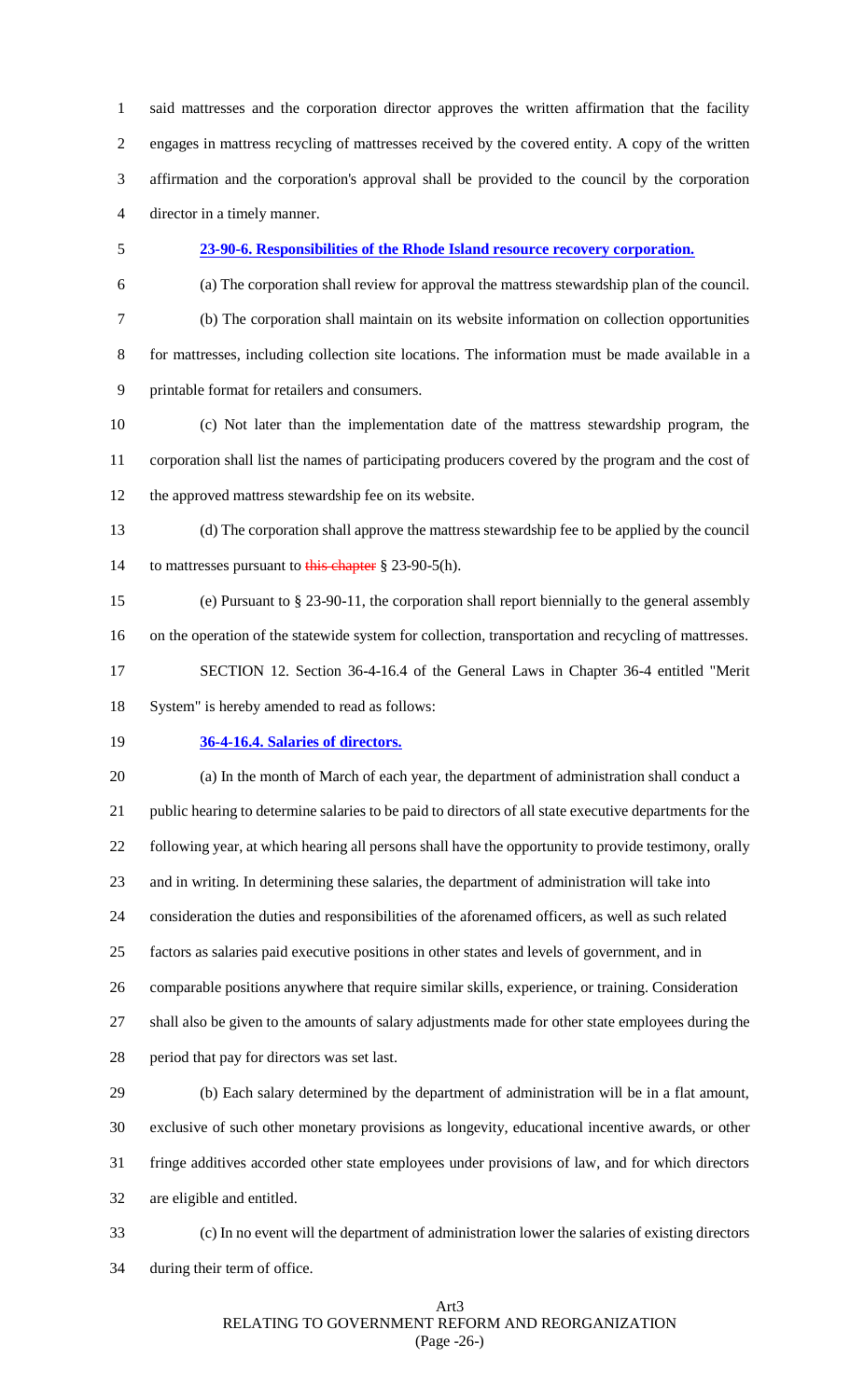said mattresses and the corporation director approves the written affirmation that the facility engages in mattress recycling of mattresses received by the covered entity. A copy of the written affirmation and the corporation's approval shall be provided to the council by the corporation director in a timely manner.

**23-90-6. Responsibilities of the Rhode Island resource recovery corporation.**

(a) The corporation shall review for approval the mattress stewardship plan of the council.

(b) The corporation shall maintain on its website information on collection opportunities for mattresses, including collection site locations. The information must be made available in a printable format for retailers and consumers.

(c) Not later than the implementation date of the mattress stewardship program, the corporation shall list the names of participating producers covered by the program and the cost of the approved mattress stewardship fee on its website.

(d) The corporation shall approve the mattress stewardship fee to be applied by the council to mattresses pursuant to ~~this chapter~~ § 23-90-5(h).

(e) Pursuant to § 23-90-11, the corporation shall report biennially to the general assembly on the operation of the statewide system for collection, transportation and recycling of mattresses.

SECTION 12. Section 36-4-16.4 of the General Laws in Chapter 36-4 entitled "Merit System" is hereby amended to read as follows:

**36-4-16.4. Salaries of directors.**

(a) In the month of March of each year, the department of administration shall conduct a public hearing to determine salaries to be paid to directors of all state executive departments for the following year, at which hearing all persons shall have the opportunity to provide testimony, orally and in writing. In determining these salaries, the department of administration will take into consideration the duties and responsibilities of the aforenamed officers, as well as such related factors as salaries paid executive positions in other states and levels of government, and in comparable positions anywhere that require similar skills, experience, or training. Consideration shall also be given to the amounts of salary adjustments made for other state employees during the period that pay for directors was set last.

(b) Each salary determined by the department of administration will be in a flat amount, exclusive of such other monetary provisions as longevity, educational incentive awards, or other fringe additives accorded other state employees under provisions of law, and for which directors are eligible and entitled.

(c) In no event will the department of administration lower the salaries of existing directors during their term of office.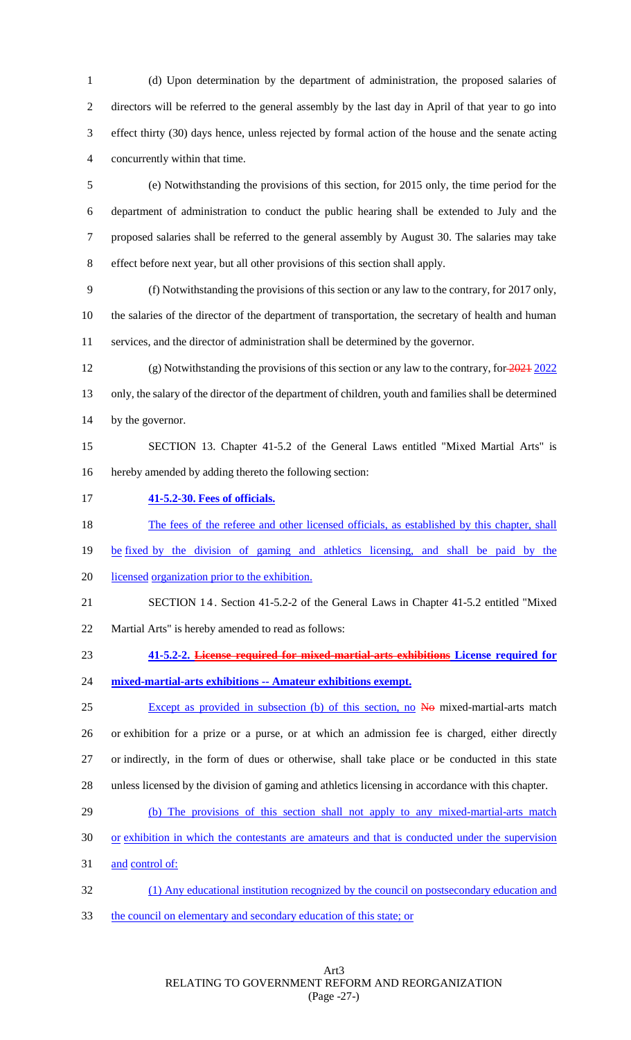(d) Upon determination by the department of administration, the proposed salaries of directors will be referred to the general assembly by the last day in April of that year to go into effect thirty (30) days hence, unless rejected by formal action of the house and the senate acting concurrently within that time.

(e) Notwithstanding the provisions of this section, for 2015 only, the time period for the department of administration to conduct the public hearing shall be extended to July and the proposed salaries shall be referred to the general assembly by August 30. The salaries may take effect before next year, but all other provisions of this section shall apply.

(f) Notwithstanding the provisions of this section or any law to the contrary, for 2017 only, the salaries of the director of the department of transportation, the secretary of health and human services, and the director of administration shall be determined by the governor.

(g) Notwithstanding the provisions of this section or any law to the contrary, for ~~2021~~ 2022 only, the salary of the director of the department of children, youth and families shall be determined by the governor.

SECTION 13. Chapter 41-5.2 of the General Laws entitled "Mixed Martial Arts" is hereby amended by adding thereto the following section:

**41-5.2-30. Fees of officials.**

The fees of the referee and other licensed officials, as established by this chapter, shall be fixed by the division of gaming and athletics licensing, and shall be paid by the licensed organization prior to the exhibition.

SECTION 14. Section 41-5.2-2 of the General Laws in Chapter 41-5.2 entitled "Mixed Martial Arts" is hereby amended to read as follows:

**41-5.2-2. ~~License required for mixed-martial-arts exhibitions~~ License required for mixed-martial-arts exhibitions -- Amateur exhibitions exempt.**

Except as provided in subsection (b) of this section, no ~~No~~ mixed-martial-arts match or exhibition for a prize or a purse, or at which an admission fee is charged, either directly or indirectly, in the form of dues or otherwise, shall take place or be conducted in this state unless licensed by the division of gaming and athletics licensing in accordance with this chapter.

(b) The provisions of this section shall not apply to any mixed-martial-arts match or exhibition in which the contestants are amateurs and that is conducted under the supervision and control of:

(1) Any educational institution recognized by the council on postsecondary education and the council on elementary and secondary education of this state; or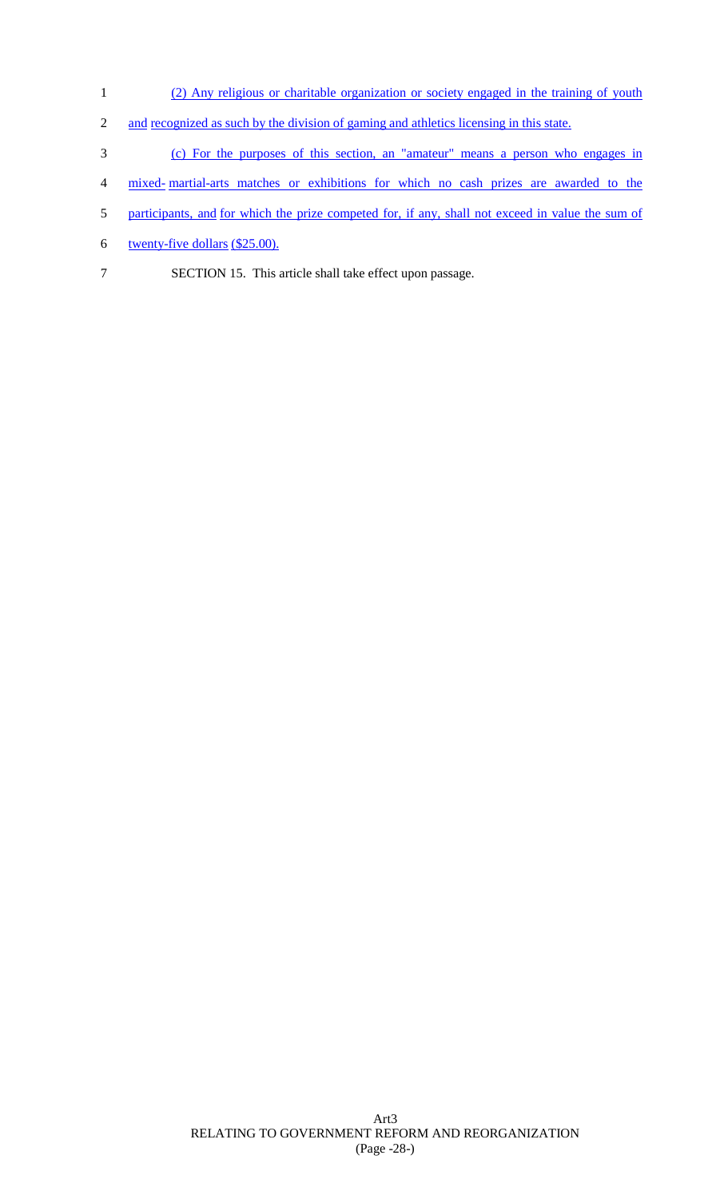(2) Any religious or charitable organization or society engaged in the training of youth and recognized as such by the division of gaming and athletics licensing in this state.

(c) For the purposes of this section, an "amateur" means a person who engages in mixed- martial-arts matches or exhibitions for which no cash prizes are awarded to the participants, and for which the prize competed for, if any, shall not exceed in value the sum of twenty-five dollars ($25.00).

SECTION 15. This article shall take effect upon passage.